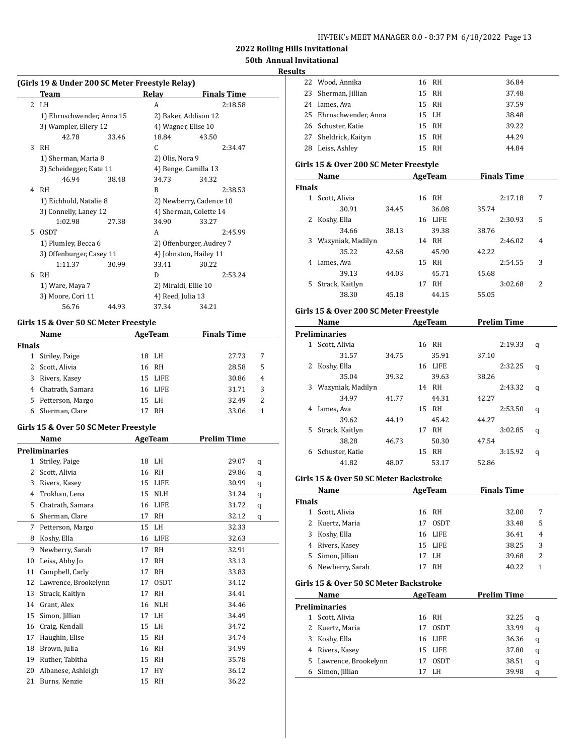## 2022 Rolling Hills Invitational

### 50th Annual Invitational

#### Results

### (Girls 19 & Under 200 SC Meter Freestyle Relay)

| | Team | Relay | Finals Time |
|---|---|---|---|
| 2 | LH | A | 2:18.58 |
| | 1) Ehrnschwender, Anna 15 | 2) Baker, Addison 12 | |
| | 3) Wampler, Ellery 12 | 4) Wagner, Elise 10 | |
| | 42.78 33.46 | 18.84 43.50 | |
| 3 | RH | C | 2:34.47 |
| | 1) Sherman, Maria 8 | 2) Olis, Nora 9 | |
| | 3) Scheidegger, Kate 11 | 4) Benge, Camilla 13 | |
| | 46.94 38.48 | 34.73 34.32 | |
| 4 | RH | B | 2:38.53 |
| | 1) Eichhold, Natalie 8 | 2) Newberry, Cadence 10 | |
| | 3) Connelly, Laney 12 | 4) Sherman, Colette 14 | |
| | 1:02.98 27.38 | 34.90 33.27 | |
| 5 | OSDT | A | 2:45.99 |
| | 1) Plumley, Becca 6 | 2) Offenburger, Audrey 7 | |
| | 3) Offenburger, Casey 11 | 4) Johnston, Hailey 11 | |
| | 1:11.37 30.99 | 33.41 30.22 | |
| 6 | RH | D | 2:53.24 |
| | 1) Ware, Maya 7 | 2) Miraldi, Ellie 10 | |
| | 3) Moore, Cori 11 | 4) Reed, Julia 13 | |
| | 56.76 44.93 | 37.34 34.21 | |

### Girls 15 & Over 50 SC Meter Freestyle

| | Name | Age | Team | Finals Time | Points |
|---|---|---|---|---|---|
| **Finals** | | | | | |
| 1 | Striley, Paige | 18 | LH | 27.73 | 7 |
| 2 | Scott, Alivia | 16 | RH | 28.58 | 5 |
| 3 | Rivers, Kasey | 15 | LIFE | 30.86 | 4 |
| 4 | Chatrath, Samara | 16 | LIFE | 31.71 | 3 |
| 5 | Petterson, Margo | 15 | LH | 32.49 | 2 |
| 6 | Sherman, Clare | 17 | RH | 33.06 | 1 |

### Girls 15 & Over 50 SC Meter Freestyle

| | Name | Age | Team | Prelim Time | |
|---|---|---|---|---|---|
| **Preliminaries** | | | | | |
| 1 | Striley, Paige | 18 | LH | 29.07 | q |
| 2 | Scott, Alivia | 16 | RH | 29.86 | q |
| 3 | Rivers, Kasey | 15 | LIFE | 30.99 | q |
| 4 | Trokhan, Lena | 15 | NLH | 31.24 | q |
| 5 | Chatrath, Samara | 16 | LIFE | 31.72 | q |
| 6 | Sherman, Clare | 17 | RH | 32.12 | q |
| 7 | Petterson, Margo | 15 | LH | 32.33 | |
| 8 | Koshy, Ella | 16 | LIFE | 32.63 | |
| 9 | Newberry, Sarah | 17 | RH | 32.91 | |
| 10 | Leiss, Abby Jo | 17 | RH | 33.13 | |
| 11 | Campbell, Carly | 17 | RH | 33.83 | |
| 12 | Lawrence, Brookelynn | 17 | OSDT | 34.12 | |
| 13 | Strack, Kaitlyn | 17 | RH | 34.41 | |
| 14 | Grant, Alex | 16 | NLH | 34.46 | |
| 15 | Simon, Jillian | 17 | LH | 34.49 | |
| 16 | Craig, Kendall | 15 | LH | 34.72 | |
| 17 | Haughin, Elise | 15 | RH | 34.74 | |
| 18 | Brown, Julia | 16 | RH | 34.99 | |
| 19 | Ruther, Tabitha | 15 | RH | 35.78 | |
| 20 | Albanese, Ashleigh | 17 | HY | 36.12 | |
| 21 | Burns, Kenzie | 15 | RH | 36.22 | |
| 22 | Wood, Annika | 16 | RH | 36.84 | |
| 23 | Sherman, Jillian | 15 | RH | 37.48 | |
| 24 | Iames, Ava | 15 | RH | 37.59 | |
| 25 | Ehrnschwender, Anna | 15 | LH | 38.48 | |
| 26 | Schuster, Katie | 15 | RH | 39.22 | |
| 27 | Sheldrick, Kaityn | 15 | RH | 44.29 | |
| 28 | Leiss, Ashley | 15 | RH | 44.84 | |

### Girls 15 & Over 200 SC Meter Freestyle

| | Name | Age | Team | Finals Time | Points |
|---|---|---|---|---|---|
| **Finals** | | | | | |
| 1 | Scott, Alivia | 16 | RH | 2:17.18 | 7 |
| | 30.91 34.45 | | 36.08 35.74 | | |
| 2 | Koshy, Ella | 16 | LIFE | 2:30.93 | 5 |
| | 34.66 38.13 | | 39.38 38.76 | | |
| 3 | Wazyniak, Madilyn | 14 | RH | 2:46.02 | 4 |
| | 35.22 42.68 | | 45.90 42.22 | | |
| 4 | Iames, Ava | 15 | RH | 2:54.55 | 3 |
| | 39.13 44.03 | | 45.71 45.68 | | |
| 5 | Strack, Kaitlyn | 17 | RH | 3:02.68 | 2 |
| | 38.30 45.18 | | 44.15 55.05 | | |

### Girls 15 & Over 200 SC Meter Freestyle

| | Name | Age | Team | Prelim Time | |
|---|---|---|---|---|---|
| **Preliminaries** | | | | | |
| 1 | Scott, Alivia | 16 | RH | 2:19.33 | q |
| | 31.57 34.75 | | 35.91 37.10 | | |
| 2 | Koshy, Ella | 16 | LIFE | 2:32.25 | q |
| | 35.04 39.32 | | 39.63 38.26 | | |
| 3 | Wazyniak, Madilyn | 14 | RH | 2:43.32 | q |
| | 34.97 41.77 | | 44.31 42.27 | | |
| 4 | Iames, Ava | 15 | RH | 2:53.50 | q |
| | 39.62 44.19 | | 45.42 44.27 | | |
| 5 | Strack, Kaitlyn | 17 | RH | 3:02.85 | q |
| | 38.28 46.73 | | 50.30 47.54 | | |
| 6 | Schuster, Katie | 15 | RH | 3:15.92 | q |
| | 41.82 48.07 | | 53.17 52.86 | | |

### Girls 15 & Over 50 SC Meter Backstroke

| | Name | Age | Team | Finals Time | Points |
|---|---|---|---|---|---|
| **Finals** | | | | | |
| 1 | Scott, Alivia | 16 | RH | 32.00 | 7 |
| 2 | Kuertz, Maria | 17 | OSDT | 33.48 | 5 |
| 3 | Koshy, Ella | 16 | LIFE | 36.41 | 4 |
| 4 | Rivers, Kasey | 15 | LIFE | 38.25 | 3 |
| 5 | Simon, Jillian | 17 | LH | 39.68 | 2 |
| 6 | Newberry, Sarah | 17 | RH | 40.22 | 1 |

### Girls 15 & Over 50 SC Meter Backstroke

| | Name | Age | Team | Prelim Time | |
|---|---|---|---|---|---|
| **Preliminaries** | | | | | |
| 1 | Scott, Alivia | 16 | RH | 32.25 | q |
| 2 | Kuertz, Maria | 17 | OSDT | 33.99 | q |
| 3 | Koshy, Ella | 16 | LIFE | 36.36 | q |
| 4 | Rivers, Kasey | 15 | LIFE | 37.80 | q |
| 5 | Lawrence, Brookelynn | 17 | OSDT | 38.51 | q |
| 6 | Simon, Jillian | 17 | LH | 39.98 | q |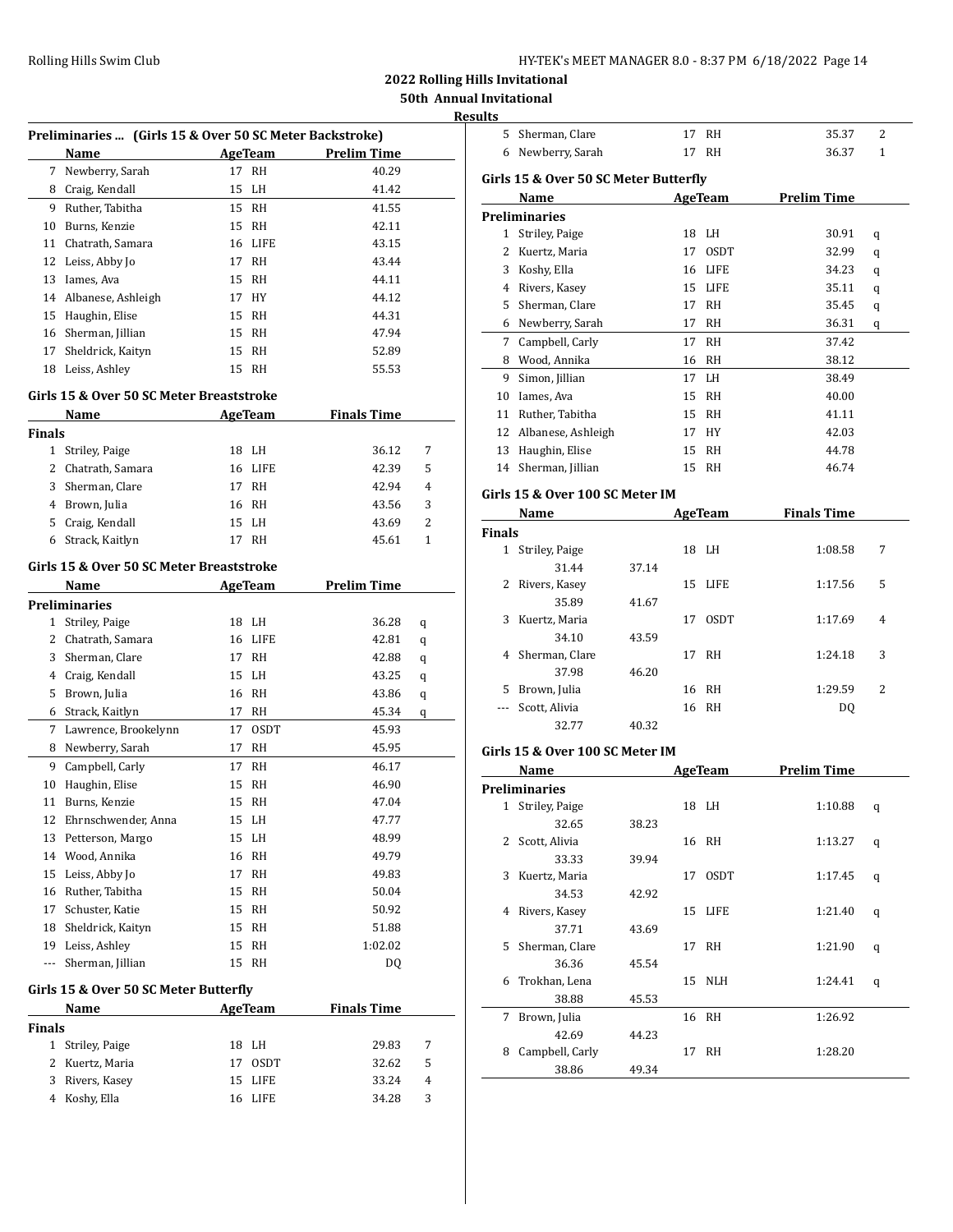## 2022 Rolling Hills Invitational

### 50th Annual Invitational

### Results

**Preliminaries ... (Girls 15 & Over 50 SC Meter Backstroke)**

| | Name | Age | Team | Prelim Time |
|---|---|---|---|---|
| 7 | Newberry, Sarah | 17 | RH | 40.29 |
| 8 | Craig, Kendall | 15 | LH | 41.42 |
| 9 | Ruther, Tabitha | 15 | RH | 41.55 |
| 10 | Burns, Kenzie | 15 | RH | 42.11 |
| 11 | Chatrath, Samara | 16 | LIFE | 43.15 |
| 12 | Leiss, Abby Jo | 17 | RH | 43.44 |
| 13 | Iames, Ava | 15 | RH | 44.11 |
| 14 | Albanese, Ashleigh | 17 | HY | 44.12 |
| 15 | Haughin, Elise | 15 | RH | 44.31 |
| 16 | Sherman, Jillian | 15 | RH | 47.94 |
| 17 | Sheldrick, Kaityn | 15 | RH | 52.89 |
| 18 | Leiss, Ashley | 15 | RH | 55.53 |

**Girls 15 & Over 50 SC Meter Breaststroke**

| | Name | Age | Team | Finals Time | Points |
|---|---|---|---|---|---|
| **Finals** | | | | | |
| 1 | Striley, Paige | 18 | LH | 36.12 | 7 |
| 2 | Chatrath, Samara | 16 | LIFE | 42.39 | 5 |
| 3 | Sherman, Clare | 17 | RH | 42.94 | 4 |
| 4 | Brown, Julia | 16 | RH | 43.56 | 3 |
| 5 | Craig, Kendall | 15 | LH | 43.69 | 2 |
| 6 | Strack, Kaitlyn | 17 | RH | 45.61 | 1 |

**Girls 15 & Over 50 SC Meter Breaststroke**

| | Name | Age | Team | Prelim Time | |
|---|---|---|---|---|---|
| **Preliminaries** | | | | | |
| 1 | Striley, Paige | 18 | LH | 36.28 | q |
| 2 | Chatrath, Samara | 16 | LIFE | 42.81 | q |
| 3 | Sherman, Clare | 17 | RH | 42.88 | q |
| 4 | Craig, Kendall | 15 | LH | 43.25 | q |
| 5 | Brown, Julia | 16 | RH | 43.86 | q |
| 6 | Strack, Kaitlyn | 17 | RH | 45.34 | q |
| 7 | Lawrence, Brookelynn | 17 | OSDT | 45.93 | |
| 8 | Newberry, Sarah | 17 | RH | 45.95 | |
| 9 | Campbell, Carly | 17 | RH | 46.17 | |
| 10 | Haughin, Elise | 15 | RH | 46.90 | |
| 11 | Burns, Kenzie | 15 | RH | 47.04 | |
| 12 | Ehrnschwender, Anna | 15 | LH | 47.77 | |
| 13 | Petterson, Margo | 15 | LH | 48.99 | |
| 14 | Wood, Annika | 16 | RH | 49.79 | |
| 15 | Leiss, Abby Jo | 17 | RH | 49.83 | |
| 16 | Ruther, Tabitha | 15 | RH | 50.04 | |
| 17 | Schuster, Katie | 15 | RH | 50.92 | |
| 18 | Sheldrick, Kaityn | 15 | RH | 51.88 | |
| 19 | Leiss, Ashley | 15 | RH | 1:02.02 | |
| --- | Sherman, Jillian | 15 | RH | DQ | |

**Girls 15 & Over 50 SC Meter Butterfly**

| | Name | Age | Team | Finals Time | Points |
|---|---|---|---|---|---|
| **Finals** | | | | | |
| 1 | Striley, Paige | 18 | LH | 29.83 | 7 |
| 2 | Kuertz, Maria | 17 | OSDT | 32.62 | 5 |
| 3 | Rivers, Kasey | 15 | LIFE | 33.24 | 4 |
| 4 | Koshy, Ella | 16 | LIFE | 34.28 | 3 |
| 5 | Sherman, Clare | 17 | RH | 35.37 | 2 |
| 6 | Newberry, Sarah | 17 | RH | 36.37 | 1 |

**Girls 15 & Over 50 SC Meter Butterfly**

| | Name | Age | Team | Prelim Time | |
|---|---|---|---|---|---|
| **Preliminaries** | | | | | |
| 1 | Striley, Paige | 18 | LH | 30.91 | q |
| 2 | Kuertz, Maria | 17 | OSDT | 32.99 | q |
| 3 | Koshy, Ella | 16 | LIFE | 34.23 | q |
| 4 | Rivers, Kasey | 15 | LIFE | 35.11 | q |
| 5 | Sherman, Clare | 17 | RH | 35.45 | q |
| 6 | Newberry, Sarah | 17 | RH | 36.31 | q |
| 7 | Campbell, Carly | 17 | RH | 37.42 | |
| 8 | Wood, Annika | 16 | RH | 38.12 | |
| 9 | Simon, Jillian | 17 | LH | 38.49 | |
| 10 | Iames, Ava | 15 | RH | 40.00 | |
| 11 | Ruther, Tabitha | 15 | RH | 41.11 | |
| 12 | Albanese, Ashleigh | 17 | HY | 42.03 | |
| 13 | Haughin, Elise | 15 | RH | 44.78 | |
| 14 | Sherman, Jillian | 15 | RH | 46.74 | |

**Girls 15 & Over 100 SC Meter IM**

| | Name | | Age | Team | Finals Time | Points |
|---|---|---|---|---|---|---|
| **Finals** | | | | | | |
| 1 | Striley, Paige | | 18 | LH | 1:08.58 | 7 |
| | 31.44 | 37.14 | | | | |
| 2 | Rivers, Kasey | | 15 | LIFE | 1:17.56 | 5 |
| | 35.89 | 41.67 | | | | |
| 3 | Kuertz, Maria | | 17 | OSDT | 1:17.69 | 4 |
| | 34.10 | 43.59 | | | | |
| 4 | Sherman, Clare | | 17 | RH | 1:24.18 | 3 |
| | 37.98 | 46.20 | | | | |
| 5 | Brown, Julia | | 16 | RH | 1:29.59 | 2 |
| --- | Scott, Alivia | | 16 | RH | DQ | |
| | 32.77 | 40.32 | | | | |

**Girls 15 & Over 100 SC Meter IM**

| | Name | | Age | Team | Prelim Time | |
|---|---|---|---|---|---|---|
| **Preliminaries** | | | | | | |
| 1 | Striley, Paige | | 18 | LH | 1:10.88 | q |
| | 32.65 | 38.23 | | | | |
| 2 | Scott, Alivia | | 16 | RH | 1:13.27 | q |
| | 33.33 | 39.94 | | | | |
| 3 | Kuertz, Maria | | 17 | OSDT | 1:17.45 | q |
| | 34.53 | 42.92 | | | | |
| 4 | Rivers, Kasey | | 15 | LIFE | 1:21.40 | q |
| | 37.71 | 43.69 | | | | |
| 5 | Sherman, Clare | | 17 | RH | 1:21.90 | q |
| | 36.36 | 45.54 | | | | |
| 6 | Trokhan, Lena | | 15 | NLH | 1:24.41 | q |
| | 38.88 | 45.53 | | | | |
| 7 | Brown, Julia | | 16 | RH | 1:26.92 | |
| | 42.69 | 44.23 | | | | |
| 8 | Campbell, Carly | | 17 | RH | 1:28.20 | |
| | 38.86 | 49.34 | | | | |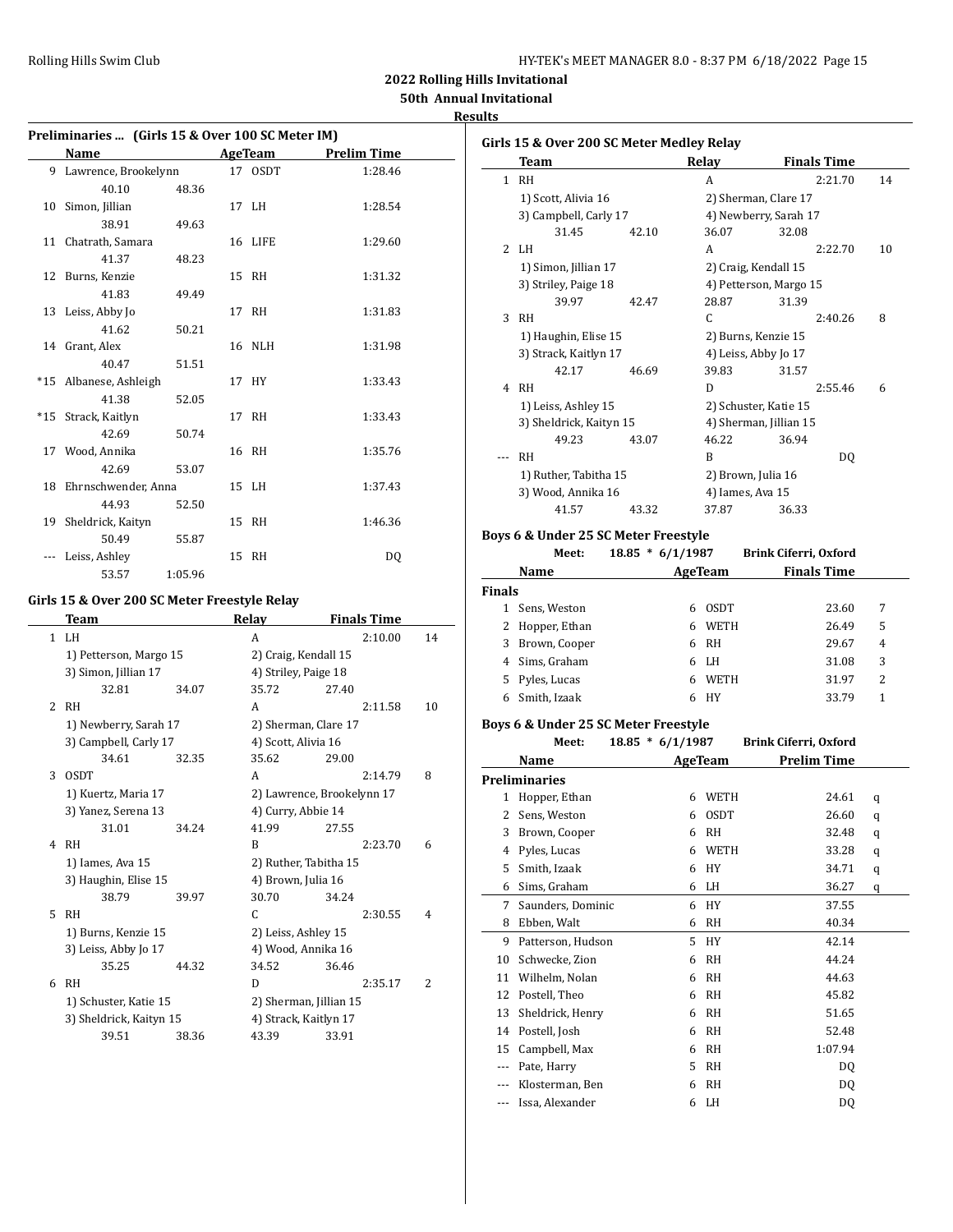2022 Rolling Hills Invitational

50th Annual Invitational

Results

## Preliminaries ... (Girls 15 & Over 100 SC Meter IM)

| | Name | Age | Team | Prelim Time |
|---|---|---|---|---|
| 9 | Lawrence, Brookelynn | 17 | OSDT | 1:28.46 |
| | 40.10 48.36 | | | |
| 10 | Simon, Jillian | 17 | LH | 1:28.54 |
| | 38.91 49.63 | | | |
| 11 | Chatrath, Samara | 16 | LIFE | 1:29.60 |
| | 41.37 48.23 | | | |
| 12 | Burns, Kenzie | 15 | RH | 1:31.32 |
| | 41.83 49.49 | | | |
| 13 | Leiss, Abby Jo | 17 | RH | 1:31.83 |
| | 41.62 50.21 | | | |
| 14 | Grant, Alex | 16 | NLH | 1:31.98 |
| | 40.47 51.51 | | | |
| *15 | Albanese, Ashleigh | 17 | HY | 1:33.43 |
| | 41.38 52.05 | | | |
| *15 | Strack, Kaitlyn | 17 | RH | 1:33.43 |
| | 42.69 50.74 | | | |
| 17 | Wood, Annika | 16 | RH | 1:35.76 |
| | 42.69 53.07 | | | |
| 18 | Ehrnschwender, Anna | 15 | LH | 1:37.43 |
| | 44.93 52.50 | | | |
| 19 | Sheldrick, Kaityn | 15 | RH | 1:46.36 |
| | 50.49 55.87 | | | |
| --- | Leiss, Ashley | 15 | RH | DQ |
| | 53.57 1:05.96 | | | |

## Girls 15 & Over 200 SC Meter Freestyle Relay

| | Team | Relay | Finals Time | Points |
|---|---|---|---|---|
| 1 | LH | A | 2:10.00 | 14 |
| | 1) Petterson, Margo 15; 2) Craig, Kendall 15; 3) Simon, Jillian 17; 4) Striley, Paige 18 | | | |
| | 32.81 34.07 35.72 27.40 | | | |
| 2 | RH | A | 2:11.58 | 10 |
| | 1) Newberry, Sarah 17; 2) Sherman, Clare 17; 3) Campbell, Carly 17; 4) Scott, Alivia 16 | | | |
| | 34.61 32.35 35.62 29.00 | | | |
| 3 | OSDT | A | 2:14.79 | 8 |
| | 1) Kuertz, Maria 17; 2) Lawrence, Brookelynn 17; 3) Yanez, Serena 13; 4) Curry, Abbie 14 | | | |
| | 31.01 34.24 41.99 27.55 | | | |
| 4 | RH | B | 2:23.70 | 6 |
| | 1) Iames, Ava 15; 2) Ruther, Tabitha 15; 3) Haughin, Elise 15; 4) Brown, Julia 16 | | | |
| | 38.79 39.97 30.70 34.24 | | | |
| 5 | RH | C | 2:30.55 | 4 |
| | 1) Burns, Kenzie 15; 2) Leiss, Ashley 15; 3) Leiss, Abby Jo 17; 4) Wood, Annika 16 | | | |
| | 35.25 44.32 34.52 36.46 | | | |
| 6 | RH | D | 2:35.17 | 2 |
| | 1) Schuster, Katie 15; 2) Sherman, Jillian 15; 3) Sheldrick, Kaityn 15; 4) Strack, Kaitlyn 17 | | | |
| | 39.51 38.36 43.39 33.91 | | | |

## Girls 15 & Over 200 SC Meter Medley Relay

| | Team | Relay | Finals Time | Points |
|---|---|---|---|---|
| 1 | RH | A | 2:21.70 | 14 |
| | 1) Scott, Alivia 16; 2) Sherman, Clare 17; 3) Campbell, Carly 17; 4) Newberry, Sarah 17 | | | |
| | 31.45 42.10 36.07 32.08 | | | |
| 2 | LH | A | 2:22.70 | 10 |
| | 1) Simon, Jillian 17; 2) Craig, Kendall 15; 3) Striley, Paige 18; 4) Petterson, Margo 15 | | | |
| | 39.97 42.47 28.87 31.39 | | | |
| 3 | RH | C | 2:40.26 | 8 |
| | 1) Haughin, Elise 15; 2) Burns, Kenzie 15; 3) Strack, Kaitlyn 17; 4) Leiss, Abby Jo 17 | | | |
| | 42.17 46.69 39.83 31.57 | | | |
| 4 | RH | D | 2:55.46 | 6 |
| | 1) Leiss, Ashley 15; 2) Schuster, Katie 15; 3) Sheldrick, Kaityn 15; 4) Sherman, Jillian 15 | | | |
| | 49.23 43.07 46.22 36.94 | | | |
| --- | RH | B | DQ | |
| | 1) Ruther, Tabitha 15; 2) Brown, Julia 16; 3) Wood, Annika 16; 4) Iames, Ava 15 | | | |
| | 41.57 43.32 37.87 36.33 | | | |

## Boys 6 & Under 25 SC Meter Freestyle

Meet: 18.85 * 6/1/1987 Brink Ciferri, Oxford

**Finals**

| | Name | Age | Team | Finals Time | Points |
|---|---|---|---|---|---|
| 1 | Sens, Weston | 6 | OSDT | 23.60 | 7 |
| 2 | Hopper, Ethan | 6 | WETH | 26.49 | 5 |
| 3 | Brown, Cooper | 6 | RH | 29.67 | 4 |
| 4 | Sims, Graham | 6 | LH | 31.08 | 3 |
| 5 | Pyles, Lucas | 6 | WETH | 31.97 | 2 |
| 6 | Smith, Izaak | 6 | HY | 33.79 | 1 |

## Boys 6 & Under 25 SC Meter Freestyle

Meet: 18.85 * 6/1/1987 Brink Ciferri, Oxford

**Preliminaries**

| | Name | Age | Team | Prelim Time | |
|---|---|---|---|---|---|
| 1 | Hopper, Ethan | 6 | WETH | 24.61 | q |
| 2 | Sens, Weston | 6 | OSDT | 26.60 | q |
| 3 | Brown, Cooper | 6 | RH | 32.48 | q |
| 4 | Pyles, Lucas | 6 | WETH | 33.28 | q |
| 5 | Smith, Izaak | 6 | HY | 34.71 | q |
| 6 | Sims, Graham | 6 | LH | 36.27 | q |
| 7 | Saunders, Dominic | 6 | HY | 37.55 | |
| 8 | Ebben, Walt | 6 | RH | 40.34 | |
| 9 | Patterson, Hudson | 5 | HY | 42.14 | |
| 10 | Schwecke, Zion | 6 | RH | 44.24 | |
| 11 | Wilhelm, Nolan | 6 | RH | 44.63 | |
| 12 | Postell, Theo | 6 | RH | 45.82 | |
| 13 | Sheldrick, Henry | 6 | RH | 51.65 | |
| 14 | Postell, Josh | 6 | RH | 52.48 | |
| 15 | Campbell, Max | 6 | RH | 1:07.94 | |
| --- | Pate, Harry | 5 | RH | DQ | |
| --- | Klosterman, Ben | 6 | RH | DQ | |
| --- | Issa, Alexander | 6 | LH | DQ | |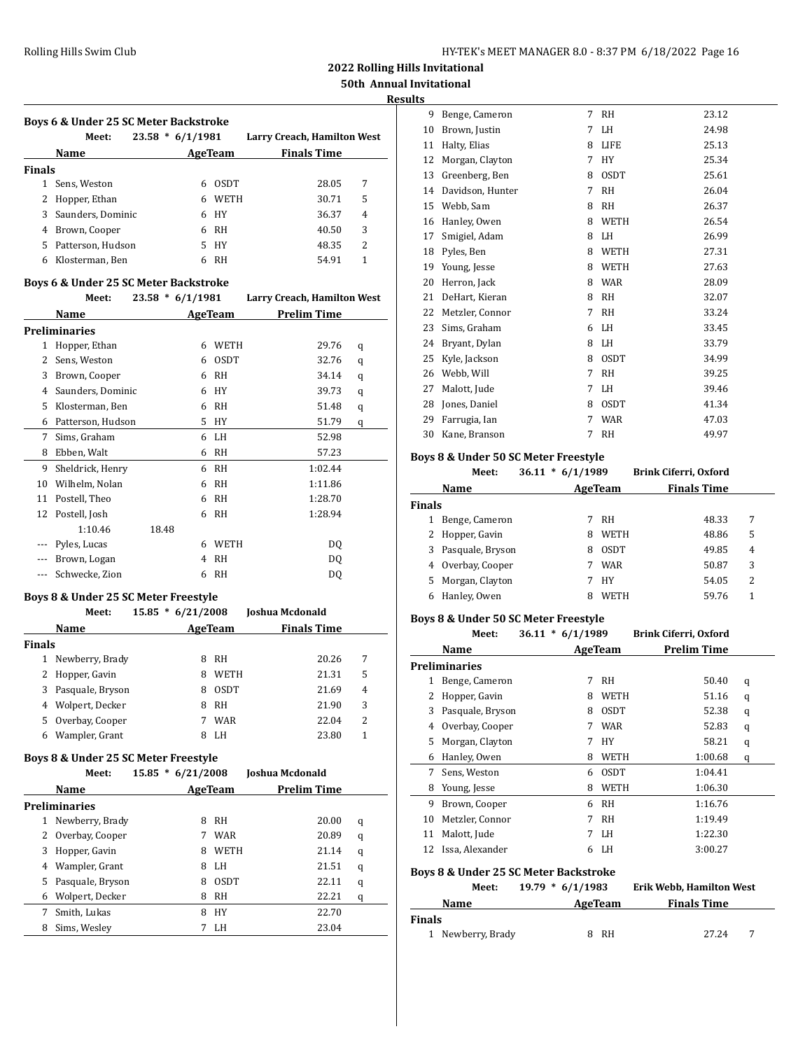2022 Rolling Hills Invitational

50th Annual Invitational

Results

### Boys 6 & Under 25 SC Meter Backstroke

Meet: 23.58 * 6/1/1981 Larry Creach, Hamilton West

| | Name | Age | Team | Finals Time | |
|---|---|---|---|---|---|
| **Finals** | | | | | |
| 1 | Sens, Weston | 6 | OSDT | 28.05 | 7 |
| 2 | Hopper, Ethan | 6 | WETH | 30.71 | 5 |
| 3 | Saunders, Dominic | 6 | HY | 36.37 | 4 |
| 4 | Brown, Cooper | 6 | RH | 40.50 | 3 |
| 5 | Patterson, Hudson | 5 | HY | 48.35 | 2 |
| 6 | Klosterman, Ben | 6 | RH | 54.91 | 1 |

### Boys 6 & Under 25 SC Meter Backstroke

Meet: 23.58 * 6/1/1981 Larry Creach, Hamilton West

| | Name | Age | Team | Prelim Time | |
|---|---|---|---|---|---|
| **Preliminaries** | | | | | |
| 1 | Hopper, Ethan | 6 | WETH | 29.76 | q |
| 2 | Sens, Weston | 6 | OSDT | 32.76 | q |
| 3 | Brown, Cooper | 6 | RH | 34.14 | q |
| 4 | Saunders, Dominic | 6 | HY | 39.73 | q |
| 5 | Klosterman, Ben | 6 | RH | 51.48 | q |
| 6 | Patterson, Hudson | 5 | HY | 51.79 | q |
| 7 | Sims, Graham | 6 | LH | 52.98 | |
| 8 | Ebben, Walt | 6 | RH | 57.23 | |
| 9 | Sheldrick, Henry | 6 | RH | 1:02.44 | |
| 10 | Wilhelm, Nolan | 6 | RH | 1:11.86 | |
| 11 | Postell, Theo | 6 | RH | 1:28.70 | |
| 12 | Postell, Josh | 6 | RH | 1:28.94 | |
| | 1:10.46 | 18.48 | | | |
| --- | Pyles, Lucas | 6 | WETH | DQ | |
| --- | Brown, Logan | 4 | RH | DQ | |
| --- | Schwecke, Zion | 6 | RH | DQ | |

### Boys 8 & Under 25 SC Meter Freestyle

Meet: 15.85 * 6/21/2008 Joshua Mcdonald

| | Name | Age | Team | Finals Time | |
|---|---|---|---|---|---|
| **Finals** | | | | | |
| 1 | Newberry, Brady | 8 | RH | 20.26 | 7 |
| 2 | Hopper, Gavin | 8 | WETH | 21.31 | 5 |
| 3 | Pasquale, Bryson | 8 | OSDT | 21.69 | 4 |
| 4 | Wolpert, Decker | 8 | RH | 21.90 | 3 |
| 5 | Overbay, Cooper | 7 | WAR | 22.04 | 2 |
| 6 | Wampler, Grant | 8 | LH | 23.80 | 1 |

### Boys 8 & Under 25 SC Meter Freestyle

Meet: 15.85 * 6/21/2008 Joshua Mcdonald

| | Name | Age | Team | Prelim Time | |
|---|---|---|---|---|---|
| **Preliminaries** | | | | | |
| 1 | Newberry, Brady | 8 | RH | 20.00 | q |
| 2 | Overbay, Cooper | 7 | WAR | 20.89 | q |
| 3 | Hopper, Gavin | 8 | WETH | 21.14 | q |
| 4 | Wampler, Grant | 8 | LH | 21.51 | q |
| 5 | Pasquale, Bryson | 8 | OSDT | 22.11 | q |
| 6 | Wolpert, Decker | 8 | RH | 22.21 | q |
| 7 | Smith, Lukas | 8 | HY | 22.70 | |
| 8 | Sims, Wesley | 7 | LH | 23.04 | |
| 9 | Benge, Cameron | 7 | RH | 23.12 | |
| 10 | Brown, Justin | 7 | LH | 24.98 | |
| 11 | Halty, Elias | 8 | LIFE | 25.13 | |
| 12 | Morgan, Clayton | 7 | HY | 25.34 | |
| 13 | Greenberg, Ben | 8 | OSDT | 25.61 | |
| 14 | Davidson, Hunter | 7 | RH | 26.04 | |
| 15 | Webb, Sam | 8 | RH | 26.37 | |
| 16 | Hanley, Owen | 8 | WETH | 26.54 | |
| 17 | Smigiel, Adam | 8 | LH | 26.99 | |
| 18 | Pyles, Ben | 8 | WETH | 27.31 | |
| 19 | Young, Jesse | 8 | WETH | 27.63 | |
| 20 | Herron, Jack | 8 | WAR | 28.09 | |
| 21 | DeHart, Kieran | 8 | RH | 32.07 | |
| 22 | Metzler, Connor | 7 | RH | 33.24 | |
| 23 | Sims, Graham | 6 | LH | 33.45 | |
| 24 | Bryant, Dylan | 8 | LH | 33.79 | |
| 25 | Kyle, Jackson | 8 | OSDT | 34.99 | |
| 26 | Webb, Will | 7 | RH | 39.25 | |
| 27 | Malott, Jude | 7 | LH | 39.46 | |
| 28 | Jones, Daniel | 8 | OSDT | 41.34 | |
| 29 | Farrugia, Ian | 7 | WAR | 47.03 | |
| 30 | Kane, Branson | 7 | RH | 49.97 | |

### Boys 8 & Under 50 SC Meter Freestyle

Meet: 36.11 * 6/1/1989 Brink Ciferri, Oxford

| | Name | Age | Team | Finals Time | |
|---|---|---|---|---|---|
| **Finals** | | | | | |
| 1 | Benge, Cameron | 7 | RH | 48.33 | 7 |
| 2 | Hopper, Gavin | 8 | WETH | 48.86 | 5 |
| 3 | Pasquale, Bryson | 8 | OSDT | 49.85 | 4 |
| 4 | Overbay, Cooper | 7 | WAR | 50.87 | 3 |
| 5 | Morgan, Clayton | 7 | HY | 54.05 | 2 |
| 6 | Hanley, Owen | 8 | WETH | 59.76 | 1 |

### Boys 8 & Under 50 SC Meter Freestyle

Meet: 36.11 * 6/1/1989 Brink Ciferri, Oxford

| | Name | Age | Team | Prelim Time | |
|---|---|---|---|---|---|
| **Preliminaries** | | | | | |
| 1 | Benge, Cameron | 7 | RH | 50.40 | q |
| 2 | Hopper, Gavin | 8 | WETH | 51.16 | q |
| 3 | Pasquale, Bryson | 8 | OSDT | 52.38 | q |
| 4 | Overbay, Cooper | 7 | WAR | 52.83 | q |
| 5 | Morgan, Clayton | 7 | HY | 58.21 | q |
| 6 | Hanley, Owen | 8 | WETH | 1:00.68 | q |
| 7 | Sens, Weston | 6 | OSDT | 1:04.41 | |
| 8 | Young, Jesse | 8 | WETH | 1:06.30 | |
| 9 | Brown, Cooper | 6 | RH | 1:16.76 | |
| 10 | Metzler, Connor | 7 | RH | 1:19.49 | |
| 11 | Malott, Jude | 7 | LH | 1:22.30 | |
| 12 | Issa, Alexander | 6 | LH | 3:00.27 | |

### Boys 8 & Under 25 SC Meter Backstroke

Meet: 19.79 * 6/1/1983 Erik Webb, Hamilton West

| | Name | Age | Team | Finals Time | |
|---|---|---|---|---|---|
| **Finals** | | | | | |
| 1 | Newberry, Brady | 8 | RH | 27.24 | 7 |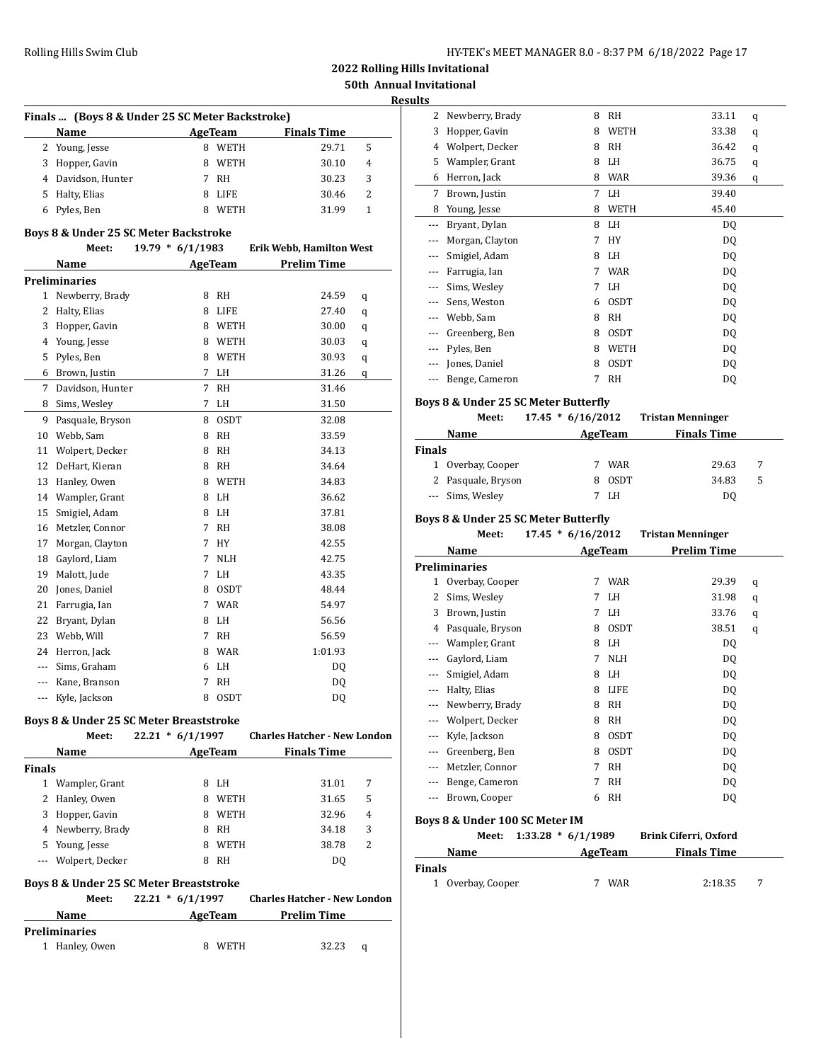# 2022 Rolling Hills Invitational

## 50th Annual Invitational

### Results

**Finals ... (Boys 8 & Under 25 SC Meter Backstroke)**

| | Name | Age | Team | Finals Time | |
|---|---|---|---|---|---|
| 2 | Young, Jesse | 8 | WETH | 29.71 | 5 |
| 3 | Hopper, Gavin | 8 | WETH | 30.10 | 4 |
| 4 | Davidson, Hunter | 7 | RH | 30.23 | 3 |
| 5 | Halty, Elias | 8 | LIFE | 30.46 | 2 |
| 6 | Pyles, Ben | 8 | WETH | 31.99 | 1 |

**Boys 8 & Under 25 SC Meter Backstroke**

Meet: 19.79 * 6/1/1983 Erik Webb, Hamilton West

| | Name | Age | Team | Prelim Time | |
|---|---|---|---|---|---|
| **Preliminaries** | | | | | |
| 1 | Newberry, Brady | 8 | RH | 24.59 | q |
| 2 | Halty, Elias | 8 | LIFE | 27.40 | q |
| 3 | Hopper, Gavin | 8 | WETH | 30.00 | q |
| 4 | Young, Jesse | 8 | WETH | 30.03 | q |
| 5 | Pyles, Ben | 8 | WETH | 30.93 | q |
| 6 | Brown, Justin | 7 | LH | 31.26 | q |
| 7 | Davidson, Hunter | 7 | RH | 31.46 | |
| 8 | Sims, Wesley | 7 | LH | 31.50 | |
| 9 | Pasquale, Bryson | 8 | OSDT | 32.08 | |
| 10 | Webb, Sam | 8 | RH | 33.59 | |
| 11 | Wolpert, Decker | 8 | RH | 34.13 | |
| 12 | DeHart, Kieran | 8 | RH | 34.64 | |
| 13 | Hanley, Owen | 8 | WETH | 34.83 | |
| 14 | Wampler, Grant | 8 | LH | 36.62 | |
| 15 | Smigiel, Adam | 8 | LH | 37.81 | |
| 16 | Metzler, Connor | 7 | RH | 38.08 | |
| 17 | Morgan, Clayton | 7 | HY | 42.55 | |
| 18 | Gaylord, Liam | 7 | NLH | 42.75 | |
| 19 | Malott, Jude | 7 | LH | 43.35 | |
| 20 | Jones, Daniel | 8 | OSDT | 48.44 | |
| 21 | Farrugia, Ian | 7 | WAR | 54.97 | |
| 22 | Bryant, Dylan | 8 | LH | 56.56 | |
| 23 | Webb, Will | 7 | RH | 56.59 | |
| 24 | Herron, Jack | 8 | WAR | 1:01.93 | |
| --- | Sims, Graham | 6 | LH | DQ | |
| --- | Kane, Branson | 7 | RH | DQ | |
| --- | Kyle, Jackson | 8 | OSDT | DQ | |

**Boys 8 & Under 25 SC Meter Breaststroke**

Meet: 22.21 * 6/1/1997 Charles Hatcher - New London

| | Name | Age | Team | Finals Time | |
|---|---|---|---|---|---|
| **Finals** | | | | | |
| 1 | Wampler, Grant | 8 | LH | 31.01 | 7 |
| 2 | Hanley, Owen | 8 | WETH | 31.65 | 5 |
| 3 | Hopper, Gavin | 8 | WETH | 32.96 | 4 |
| 4 | Newberry, Brady | 8 | RH | 34.18 | 3 |
| 5 | Young, Jesse | 8 | WETH | 38.78 | 2 |
| --- | Wolpert, Decker | 8 | RH | DQ | |

**Boys 8 & Under 25 SC Meter Breaststroke**

Meet: 22.21 * 6/1/1997 Charles Hatcher - New London

| | Name | Age | Team | Prelim Time | |
|---|---|---|---|---|---|
| **Preliminaries** | | | | | |
| 1 | Hanley, Owen | 8 | WETH | 32.23 | q |
| 2 | Newberry, Brady | 8 | RH | 33.11 | q |
| 3 | Hopper, Gavin | 8 | WETH | 33.38 | q |
| 4 | Wolpert, Decker | 8 | RH | 36.42 | q |
| 5 | Wampler, Grant | 8 | LH | 36.75 | q |
| 6 | Herron, Jack | 8 | WAR | 39.36 | q |
| 7 | Brown, Justin | 7 | LH | 39.40 | |
| 8 | Young, Jesse | 8 | WETH | 45.40 | |
| --- | Bryant, Dylan | 8 | LH | DQ | |
| --- | Morgan, Clayton | 7 | HY | DQ | |
| --- | Smigiel, Adam | 8 | LH | DQ | |
| --- | Farrugia, Ian | 7 | WAR | DQ | |
| --- | Sims, Wesley | 7 | LH | DQ | |
| --- | Sens, Weston | 6 | OSDT | DQ | |
| --- | Webb, Sam | 8 | RH | DQ | |
| --- | Greenberg, Ben | 8 | OSDT | DQ | |
| --- | Pyles, Ben | 8 | WETH | DQ | |
| --- | Jones, Daniel | 8 | OSDT | DQ | |
| --- | Benge, Cameron | 7 | RH | DQ | |

**Boys 8 & Under 25 SC Meter Butterfly**

Meet: 17.45 * 6/16/2012 Tristan Menninger

| | Name | Age | Team | Finals Time | |
|---|---|---|---|---|---|
| **Finals** | | | | | |
| 1 | Overbay, Cooper | 7 | WAR | 29.63 | 7 |
| 2 | Pasquale, Bryson | 8 | OSDT | 34.83 | 5 |
| --- | Sims, Wesley | 7 | LH | DQ | |

**Boys 8 & Under 25 SC Meter Butterfly**

Meet: 17.45 * 6/16/2012 Tristan Menninger

| | Name | Age | Team | Prelim Time | |
|---|---|---|---|---|---|
| **Preliminaries** | | | | | |
| 1 | Overbay, Cooper | 7 | WAR | 29.39 | q |
| 2 | Sims, Wesley | 7 | LH | 31.98 | q |
| 3 | Brown, Justin | 7 | LH | 33.76 | q |
| 4 | Pasquale, Bryson | 8 | OSDT | 38.51 | q |
| --- | Wampler, Grant | 8 | LH | DQ | |
| --- | Gaylord, Liam | 7 | NLH | DQ | |
| --- | Smigiel, Adam | 8 | LH | DQ | |
| --- | Halty, Elias | 8 | LIFE | DQ | |
| --- | Newberry, Brady | 8 | RH | DQ | |
| --- | Wolpert, Decker | 8 | RH | DQ | |
| --- | Kyle, Jackson | 8 | OSDT | DQ | |
| --- | Greenberg, Ben | 8 | OSDT | DQ | |
| --- | Metzler, Connor | 7 | RH | DQ | |
| --- | Benge, Cameron | 7 | RH | DQ | |
| --- | Brown, Cooper | 6 | RH | DQ | |

**Boys 8 & Under 100 SC Meter IM**

Meet: 1:33.28 * 6/1/1989 Brink Ciferri, Oxford

| | Name | Age | Team | Finals Time | |
|---|---|---|---|---|---|
| **Finals** | | | | | |
| 1 | Overbay, Cooper | 7 | WAR | 2:18.35 | 7 |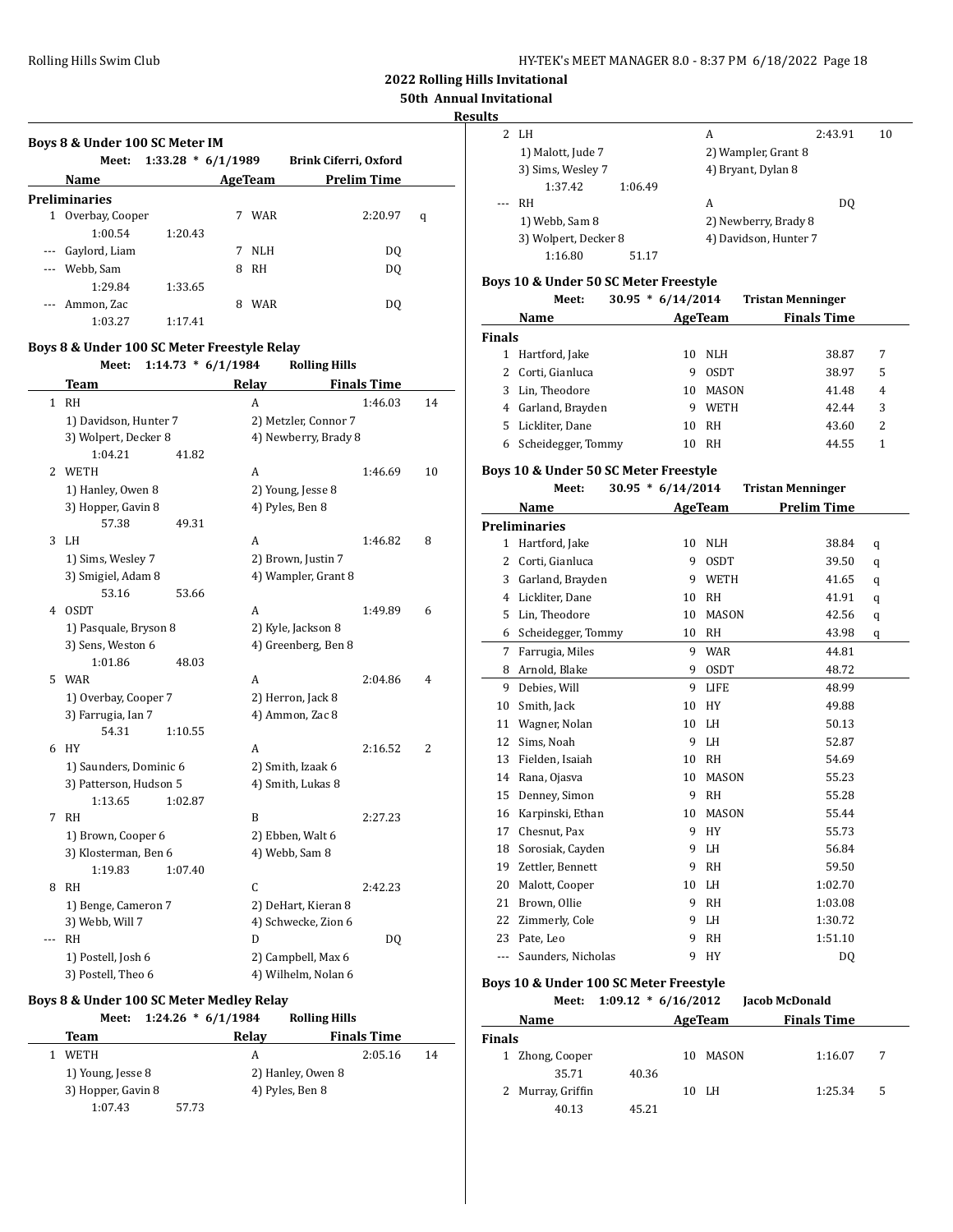## 2022 Rolling Hills Invitational

### 50th Annual Invitational

### Results

**Boys 8 & Under 100 SC Meter IM**

Meet: 1:33.28 * 6/1/1989 Brink Ciferri, Oxford

| | Name | Age | Team | Prelim Time | |
|---|---|---|---|---|---|
| **Preliminaries** | | | | | |
| 1 | Overbay, Cooper | 7 | WAR | 2:20.97 | q |
| | 1:00.54 | 1:20.43 | | | |
| --- | Gaylord, Liam | 7 | NLH | DQ | |
| --- | Webb, Sam | 8 | RH | DQ | |
| | 1:29.84 | 1:33.65 | | | |
| --- | Ammon, Zac | 8 | WAR | DQ | |
| | 1:03.27 | 1:17.41 | | | |

**Boys 8 & Under 100 SC Meter Freestyle Relay**

Meet: 1:14.73 * 6/1/1984 Rolling Hills

| | Team | | Relay | Finals Time | |
|---|---|---|---|---|---|
| 1 | RH | | A | 1:46.03 | 14 |
| | 1) Davidson, Hunter 7 | | 2) Metzler, Connor 7 | | |
| | 3) Wolpert, Decker 8 | | 4) Newberry, Brady 8 | | |
| | 1:04.21 | 41.82 | | | |
| 2 | WETH | | A | 1:46.69 | 10 |
| | 1) Hanley, Owen 8 | | 2) Young, Jesse 8 | | |
| | 3) Hopper, Gavin 8 | | 4) Pyles, Ben 8 | | |
| | 57.38 | 49.31 | | | |
| 3 | LH | | A | 1:46.82 | 8 |
| | 1) Sims, Wesley 7 | | 2) Brown, Justin 7 | | |
| | 3) Smigiel, Adam 8 | | 4) Wampler, Grant 8 | | |
| | 53.16 | 53.66 | | | |
| 4 | OSDT | | A | 1:49.89 | 6 |
| | 1) Pasquale, Bryson 8 | | 2) Kyle, Jackson 8 | | |
| | 3) Sens, Weston 6 | | 4) Greenberg, Ben 8 | | |
| | 1:01.86 | 48.03 | | | |
| 5 | WAR | | A | 2:04.86 | 4 |
| | 1) Overbay, Cooper 7 | | 2) Herron, Jack 8 | | |
| | 3) Farrugia, Ian 7 | | 4) Ammon, Zac 8 | | |
| | 54.31 | 1:10.55 | | | |
| 6 | HY | | A | 2:16.52 | 2 |
| | 1) Saunders, Dominic 6 | | 2) Smith, Izaak 6 | | |
| | 3) Patterson, Hudson 5 | | 4) Smith, Lukas 8 | | |
| | 1:13.65 | 1:02.87 | | | |
| 7 | RH | | B | 2:27.23 | |
| | 1) Brown, Cooper 6 | | 2) Ebben, Walt 6 | | |
| | 3) Klosterman, Ben 6 | | 4) Webb, Sam 8 | | |
| | 1:19.83 | 1:07.40 | | | |
| 8 | RH | | C | 2:42.23 | |
| | 1) Benge, Cameron 7 | | 2) DeHart, Kieran 8 | | |
| | 3) Webb, Will 7 | | 4) Schwecke, Zion 6 | | |
| --- | RH | | D | DQ | |
| | 1) Postell, Josh 6 | | 2) Campbell, Max 6 | | |
| | 3) Postell, Theo 6 | | 4) Wilhelm, Nolan 6 | | |

**Boys 8 & Under 100 SC Meter Medley Relay**

Meet: 1:24.26 * 6/1/1984 Rolling Hills

| | Team | | Relay | Finals Time | |
|---|---|---|---|---|---|
| 1 | WETH | | A | 2:05.16 | 14 |
| | 1) Young, Jesse 8 | | 2) Hanley, Owen 8 | | |
| | 3) Hopper, Gavin 8 | | 4) Pyles, Ben 8 | | |
| | 1:07.43 | 57.73 | | | |
| 2 | LH | | A | 2:43.91 | 10 |
| | 1) Malott, Jude 7 | | 2) Wampler, Grant 8 | | |
| | 3) Sims, Wesley 7 | | 4) Bryant, Dylan 8 | | |
| | 1:37.42 | 1:06.49 | | | |
| --- | RH | | A | DQ | |
| | 1) Webb, Sam 8 | | 2) Newberry, Brady 8 | | |
| | 3) Wolpert, Decker 8 | | 4) Davidson, Hunter 7 | | |
| | 1:16.80 | 51.17 | | | |

**Boys 10 & Under 50 SC Meter Freestyle**

Meet: 30.95 * 6/14/2014 Tristan Menninger

| | Name | Age | Team | Finals Time | |
|---|---|---|---|---|---|
| **Finals** | | | | | |
| 1 | Hartford, Jake | 10 | NLH | 38.87 | 7 |
| 2 | Corti, Gianluca | 9 | OSDT | 38.97 | 5 |
| 3 | Lin, Theodore | 10 | MASON | 41.48 | 4 |
| 4 | Garland, Brayden | 9 | WETH | 42.44 | 3 |
| 5 | Lickliter, Dane | 10 | RH | 43.60 | 2 |
| 6 | Scheidegger, Tommy | 10 | RH | 44.55 | 1 |

**Boys 10 & Under 50 SC Meter Freestyle**

Meet: 30.95 * 6/14/2014 Tristan Menninger

| | Name | Age | Team | Prelim Time | |
|---|---|---|---|---|---|
| **Preliminaries** | | | | | |
| 1 | Hartford, Jake | 10 | NLH | 38.84 | q |
| 2 | Corti, Gianluca | 9 | OSDT | 39.50 | q |
| 3 | Garland, Brayden | 9 | WETH | 41.65 | q |
| 4 | Lickliter, Dane | 10 | RH | 41.91 | q |
| 5 | Lin, Theodore | 10 | MASON | 42.56 | q |
| 6 | Scheidegger, Tommy | 10 | RH | 43.98 | q |
| 7 | Farrugia, Miles | 9 | WAR | 44.81 | |
| 8 | Arnold, Blake | 9 | OSDT | 48.72 | |
| 9 | Debies, Will | 9 | LIFE | 48.99 | |
| 10 | Smith, Jack | 10 | HY | 49.88 | |
| 11 | Wagner, Nolan | 10 | LH | 50.13 | |
| 12 | Sims, Noah | 9 | LH | 52.87 | |
| 13 | Fielden, Isaiah | 10 | RH | 54.69 | |
| 14 | Rana, Ojasva | 10 | MASON | 55.23 | |
| 15 | Denney, Simon | 9 | RH | 55.28 | |
| 16 | Karpinski, Ethan | 10 | MASON | 55.44 | |
| 17 | Chesnut, Pax | 9 | HY | 55.73 | |
| 18 | Sorosiak, Cayden | 9 | LH | 56.84 | |
| 19 | Zettler, Bennett | 9 | RH | 59.50 | |
| 20 | Malott, Cooper | 10 | LH | 1:02.70 | |
| 21 | Brown, Ollie | 9 | RH | 1:03.08 | |
| 22 | Zimmerly, Cole | 9 | LH | 1:30.72 | |
| 23 | Pate, Leo | 9 | RH | 1:51.10 | |
| --- | Saunders, Nicholas | 9 | HY | DQ | |

**Boys 10 & Under 100 SC Meter Freestyle**

Meet: 1:09.12 * 6/16/2012 Jacob McDonald

| | Name | Age | Team | Finals Time | |
|---|---|---|---|---|---|
| **Finals** | | | | | |
| 1 | Zhong, Cooper | 10 | MASON | 1:16.07 | 7 |
| | 35.71 | 40.36 | | | |
| 2 | Murray, Griffin | 10 | LH | 1:25.34 | 5 |
| | 40.13 | 45.21 | | | |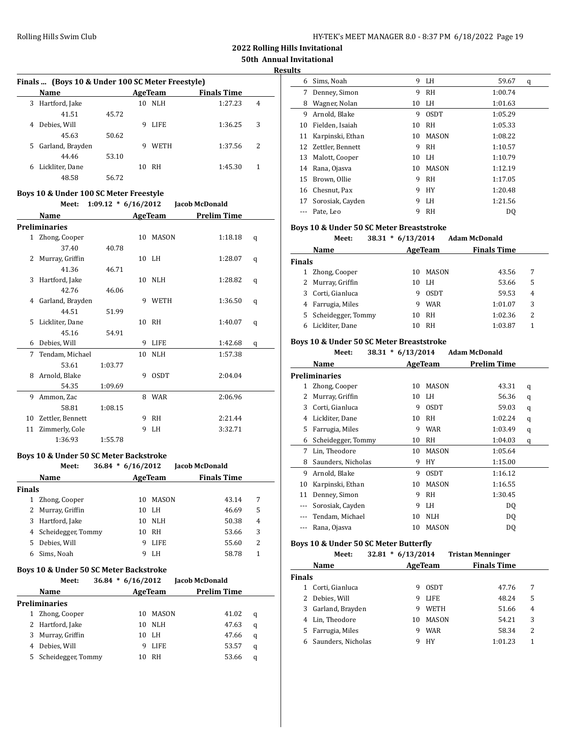# 2022 Rolling Hills Invitational

## 50th Annual Invitational

## Results

### Finals ... (Boys 10 & Under 100 SC Meter Freestyle)

| | Name | | Age | Team | Finals Time | |
|---|---|---|---|---|---|---|
| 3 | Hartford, Jake | | 10 | NLH | 1:27.23 | 4 |
| | 41.51 | 45.72 | | | | |
| 4 | Debies, Will | | 9 | LIFE | 1:36.25 | 3 |
| | 45.63 | 50.62 | | | | |
| 5 | Garland, Brayden | | 9 | WETH | 1:37.56 | 2 |
| | 44.46 | 53.10 | | | | |
| 6 | Lickliter, Dane | | 10 | RH | 1:45.30 | 1 |
| | 48.58 | 56.72 | | | | |

### Boys 10 & Under 100 SC Meter Freestyle

Meet: 1:09.12 * 6/16/2012 Jacob McDonald

| | Name | | Age | Team | Prelim Time | |
|---|---|---|---|---|---|---|
| **Preliminaries** | | | | | | |
| 1 | Zhong, Cooper | | 10 | MASON | 1:18.18 | q |
| | 37.40 | 40.78 | | | | |
| 2 | Murray, Griffin | | 10 | LH | 1:28.07 | q |
| | 41.36 | 46.71 | | | | |
| 3 | Hartford, Jake | | 10 | NLH | 1:28.82 | q |
| | 42.76 | 46.06 | | | | |
| 4 | Garland, Brayden | | 9 | WETH | 1:36.50 | q |
| | 44.51 | 51.99 | | | | |
| 5 | Lickliter, Dane | | 10 | RH | 1:40.07 | q |
| | 45.16 | 54.91 | | | | |
| 6 | Debies, Will | | 9 | LIFE | 1:42.68 | q |
| 7 | Tendam, Michael | | 10 | NLH | 1:57.38 | |
| | 53.61 | 1:03.77 | | | | |
| 8 | Arnold, Blake | | 9 | OSDT | 2:04.04 | |
| | 54.35 | 1:09.69 | | | | |
| 9 | Ammon, Zac | | 8 | WAR | 2:06.96 | |
| | 58.81 | 1:08.15 | | | | |
| 10 | Zettler, Bennett | | 9 | RH | 2:21.44 | |
| 11 | Zimmerly, Cole | | 9 | LH | 3:32.71 | |
| | 1:36.93 | 1:55.78 | | | | |

### Boys 10 & Under 50 SC Meter Backstroke

Meet: 36.84 * 6/16/2012 Jacob McDonald

| | Name | Age | Team | Finals Time | |
|---|---|---|---|---|---|
| **Finals** | | | | | |
| 1 | Zhong, Cooper | 10 | MASON | 43.14 | 7 |
| 2 | Murray, Griffin | 10 | LH | 46.69 | 5 |
| 3 | Hartford, Jake | 10 | NLH | 50.38 | 4 |
| 4 | Scheidegger, Tommy | 10 | RH | 53.66 | 3 |
| 5 | Debies, Will | 9 | LIFE | 55.60 | 2 |
| 6 | Sims, Noah | 9 | LH | 58.78 | 1 |

### Boys 10 & Under 50 SC Meter Backstroke

Meet: 36.84 * 6/16/2012 Jacob McDonald

| | Name | Age | Team | Prelim Time | |
|---|---|---|---|---|---|
| **Preliminaries** | | | | | |
| 1 | Zhong, Cooper | 10 | MASON | 41.02 | q |
| 2 | Hartford, Jake | 10 | NLH | 47.63 | q |
| 3 | Murray, Griffin | 10 | LH | 47.66 | q |
| 4 | Debies, Will | 9 | LIFE | 53.57 | q |
| 5 | Scheidegger, Tommy | 10 | RH | 53.66 | q |
| 6 | Sims, Noah | 9 | LH | 59.67 | q |
| 7 | Denney, Simon | 9 | RH | 1:00.74 | |
| 8 | Wagner, Nolan | 10 | LH | 1:01.63 | |
| 9 | Arnold, Blake | 9 | OSDT | 1:05.29 | |
| 10 | Fielden, Isaiah | 10 | RH | 1:05.33 | |
| 11 | Karpinski, Ethan | 10 | MASON | 1:08.22 | |
| 12 | Zettler, Bennett | 9 | RH | 1:10.57 | |
| 13 | Malott, Cooper | 10 | LH | 1:10.79 | |
| 14 | Rana, Ojasva | 10 | MASON | 1:12.19 | |
| 15 | Brown, Ollie | 9 | RH | 1:17.05 | |
| 16 | Chesnut, Pax | 9 | HY | 1:20.48 | |
| 17 | Sorosiak, Cayden | 9 | LH | 1:21.56 | |
| --- | Pate, Leo | 9 | RH | DQ | |

### Boys 10 & Under 50 SC Meter Breaststroke

Meet: 38.31 * 6/13/2014 Adam McDonald

| | Name | Age | Team | Finals Time | |
|---|---|---|---|---|---|
| **Finals** | | | | | |
| 1 | Zhong, Cooper | 10 | MASON | 43.56 | 7 |
| 2 | Murray, Griffin | 10 | LH | 53.66 | 5 |
| 3 | Corti, Gianluca | 9 | OSDT | 59.53 | 4 |
| 4 | Farrugia, Miles | 9 | WAR | 1:01.07 | 3 |
| 5 | Scheidegger, Tommy | 10 | RH | 1:02.36 | 2 |
| 6 | Lickliter, Dane | 10 | RH | 1:03.87 | 1 |

### Boys 10 & Under 50 SC Meter Breaststroke

Meet: 38.31 * 6/13/2014 Adam McDonald

| | Name | Age | Team | Prelim Time | |
|---|---|---|---|---|---|
| **Preliminaries** | | | | | |
| 1 | Zhong, Cooper | 10 | MASON | 43.31 | q |
| 2 | Murray, Griffin | 10 | LH | 56.36 | q |
| 3 | Corti, Gianluca | 9 | OSDT | 59.03 | q |
| 4 | Lickliter, Dane | 10 | RH | 1:02.24 | q |
| 5 | Farrugia, Miles | 9 | WAR | 1:03.49 | q |
| 6 | Scheidegger, Tommy | 10 | RH | 1:04.03 | q |
| 7 | Lin, Theodore | 10 | MASON | 1:05.64 | |
| 8 | Saunders, Nicholas | 9 | HY | 1:15.00 | |
| 9 | Arnold, Blake | 9 | OSDT | 1:16.12 | |
| 10 | Karpinski, Ethan | 10 | MASON | 1:16.55 | |
| 11 | Denney, Simon | 9 | RH | 1:30.45 | |
| --- | Sorosiak, Cayden | 9 | LH | DQ | |
| --- | Tendam, Michael | 10 | NLH | DQ | |
| --- | Rana, Ojasva | 10 | MASON | DQ | |

### Boys 10 & Under 50 SC Meter Butterfly

Meet: 32.81 * 6/13/2014 Tristan Menninger

| | Name | Age | Team | Finals Time | |
|---|---|---|---|---|---|
| **Finals** | | | | | |
| 1 | Corti, Gianluca | 9 | OSDT | 47.76 | 7 |
| 2 | Debies, Will | 9 | LIFE | 48.24 | 5 |
| 3 | Garland, Brayden | 9 | WETH | 51.66 | 4 |
| 4 | Lin, Theodore | 10 | MASON | 54.21 | 3 |
| 5 | Farrugia, Miles | 9 | WAR | 58.34 | 2 |
| 6 | Saunders, Nicholas | 9 | HY | 1:01.23 | 1 |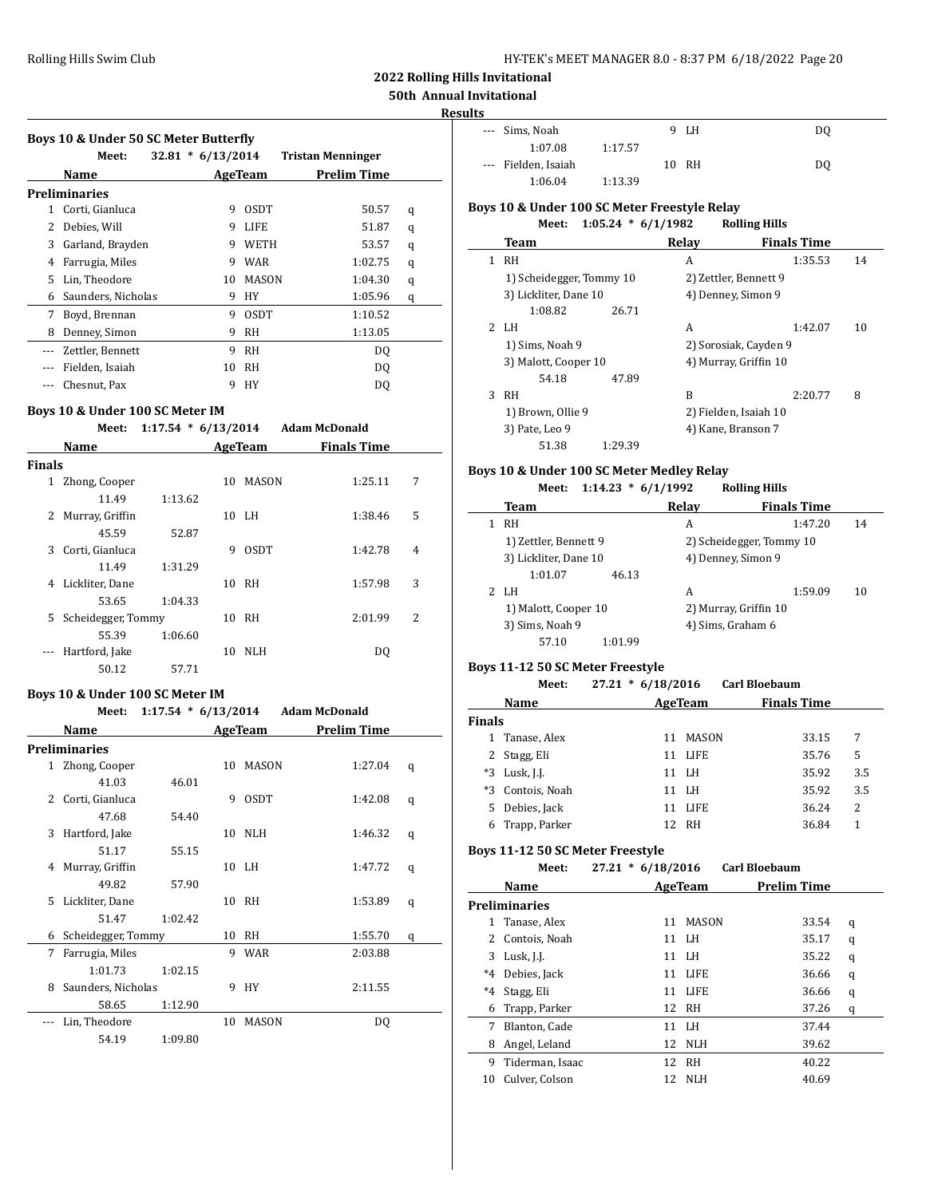## 2022 Rolling Hills Invitational

### 50th Annual Invitational

### Results

### Boys 10 & Under 50 SC Meter Butterfly

Meet: 32.81 * 6/13/2014 Tristan Menninger

| | Name | Age | Team | Prelim Time | |
|---|---|---|---|---|---|
| **Preliminaries** | | | | | |
| 1 | Corti, Gianluca | 9 | OSDT | 50.57 | q |
| 2 | Debies, Will | 9 | LIFE | 51.87 | q |
| 3 | Garland, Brayden | 9 | WETH | 53.57 | q |
| 4 | Farrugia, Miles | 9 | WAR | 1:02.75 | q |
| 5 | Lin, Theodore | 10 | MASON | 1:04.30 | q |
| 6 | Saunders, Nicholas | 9 | HY | 1:05.96 | q |
| 7 | Boyd, Brennan | 9 | OSDT | 1:10.52 | |
| 8 | Denney, Simon | 9 | RH | 1:13.05 | |
| --- | Zettler, Bennett | 9 | RH | DQ | |
| --- | Fielden, Isaiah | 10 | RH | DQ | |
| --- | Chesnut, Pax | 9 | HY | DQ | |

### Boys 10 & Under 100 SC Meter IM

Meet: 1:17.54 * 6/13/2014 Adam McDonald

| | Name | Age | Team | Finals Time | Points |
|---|---|---|---|---|---|
| **Finals** | | | | | |
| 1 | Zhong, Cooper | 10 | MASON | 1:25.11 | 7 |
| | 11.49 / 1:13.62 | | | | |
| 2 | Murray, Griffin | 10 | LH | 1:38.46 | 5 |
| | 45.59 / 52.87 | | | | |
| 3 | Corti, Gianluca | 9 | OSDT | 1:42.78 | 4 |
| | 11.49 / 1:31.29 | | | | |
| 4 | Lickliter, Dane | 10 | RH | 1:57.98 | 3 |
| | 53.65 / 1:04.33 | | | | |
| 5 | Scheidegger, Tommy | 10 | RH | 2:01.99 | 2 |
| | 55.39 / 1:06.60 | | | | |
| --- | Hartford, Jake | 10 | NLH | DQ | |
| | 50.12 / 57.71 | | | | |

### Boys 10 & Under 100 SC Meter IM

Meet: 1:17.54 * 6/13/2014 Adam McDonald

| | Name | Age | Team | Prelim Time | |
|---|---|---|---|---|---|
| **Preliminaries** | | | | | |
| 1 | Zhong, Cooper | 10 | MASON | 1:27.04 | q |
| | 41.03 / 46.01 | | | | |
| 2 | Corti, Gianluca | 9 | OSDT | 1:42.08 | q |
| | 47.68 / 54.40 | | | | |
| 3 | Hartford, Jake | 10 | NLH | 1:46.32 | q |
| | 51.17 / 55.15 | | | | |
| 4 | Murray, Griffin | 10 | LH | 1:47.72 | q |
| | 49.82 / 57.90 | | | | |
| 5 | Lickliter, Dane | 10 | RH | 1:53.89 | q |
| | 51.47 / 1:02.42 | | | | |
| 6 | Scheidegger, Tommy | 10 | RH | 1:55.70 | q |
| 7 | Farrugia, Miles | 9 | WAR | 2:03.88 | |
| | 1:01.73 / 1:02.15 | | | | |
| 8 | Saunders, Nicholas | 9 | HY | 2:11.55 | |
| | 58.65 / 1:12.90 | | | | |
| --- | Lin, Theodore | 10 | MASON | DQ | |
| | 54.19 / 1:09.80 | | | | |

| | Name | Age | Team | Prelim Time |
|---|---|---|---|---|
| --- | Sims, Noah | 9 | LH | DQ |
| | 1:07.08 / 1:17.57 | | | |
| --- | Fielden, Isaiah | 10 | RH | DQ |
| | 1:06.04 / 1:13.39 | | | |

### Boys 10 & Under 100 SC Meter Freestyle Relay

Meet: 1:05.24 * 6/1/1982 Rolling Hills

| | Team | Relay | Finals Time | Points |
|---|---|---|---|---|
| 1 | RH | A | 1:35.53 | 14 |
| | 1) Scheidegger, Tommy 10; 2) Zettler, Bennett 9; 3) Lickliter, Dane 10; 4) Denney, Simon 9 | | | |
| | 1:08.82 / 26.71 | | | |
| 2 | LH | A | 1:42.07 | 10 |
| | 1) Sims, Noah 9; 2) Sorosiak, Cayden 9; 3) Malott, Cooper 10; 4) Murray, Griffin 10 | | | |
| | 54.18 / 47.89 | | | |
| 3 | RH | B | 2:20.77 | 8 |
| | 1) Brown, Ollie 9; 2) Fielden, Isaiah 10; 3) Pate, Leo 9; 4) Kane, Branson 7 | | | |
| | 51.38 / 1:29.39 | | | |

### Boys 10 & Under 100 SC Meter Medley Relay

Meet: 1:14.23 * 6/1/1992 Rolling Hills

| | Team | Relay | Finals Time | Points |
|---|---|---|---|---|
| 1 | RH | A | 1:47.20 | 14 |
| | 1) Zettler, Bennett 9; 2) Scheidegger, Tommy 10; 3) Lickliter, Dane 10; 4) Denney, Simon 9 | | | |
| | 1:01.07 / 46.13 | | | |
| 2 | LH | A | 1:59.09 | 10 |
| | 1) Malott, Cooper 10; 2) Murray, Griffin 10; 3) Sims, Noah 9; 4) Sims, Graham 6 | | | |
| | 57.10 / 1:01.99 | | | |

### Boys 11-12 50 SC Meter Freestyle

Meet: 27.21 * 6/18/2016 Carl Bloebaum

| | Name | Age | Team | Finals Time | Points |
|---|---|---|---|---|---|
| **Finals** | | | | | |
| 1 | Tanase, Alex | 11 | MASON | 33.15 | 7 |
| 2 | Stagg, Eli | 11 | LIFE | 35.76 | 5 |
| *3 | Lusk, J.J. | 11 | LH | 35.92 | 3.5 |
| *3 | Contois, Noah | 11 | LH | 35.92 | 3.5 |
| 5 | Debies, Jack | 11 | LIFE | 36.24 | 2 |
| 6 | Trapp, Parker | 12 | RH | 36.84 | 1 |

### Boys 11-12 50 SC Meter Freestyle

Meet: 27.21 * 6/18/2016 Carl Bloebaum

| | Name | Age | Team | Prelim Time | |
|---|---|---|---|---|---|
| **Preliminaries** | | | | | |
| 1 | Tanase, Alex | 11 | MASON | 33.54 | q |
| 2 | Contois, Noah | 11 | LH | 35.17 | q |
| 3 | Lusk, J.J. | 11 | LH | 35.22 | q |
| *4 | Debies, Jack | 11 | LIFE | 36.66 | q |
| *4 | Stagg, Eli | 11 | LIFE | 36.66 | q |
| 6 | Trapp, Parker | 12 | RH | 37.26 | q |
| 7 | Blanton, Cade | 11 | LH | 37.44 | |
| 8 | Angel, Leland | 12 | NLH | 39.62 | |
| 9 | Tiderman, Isaac | 12 | RH | 40.22 | |
| 10 | Culver, Colson | 12 | NLH | 40.69 | |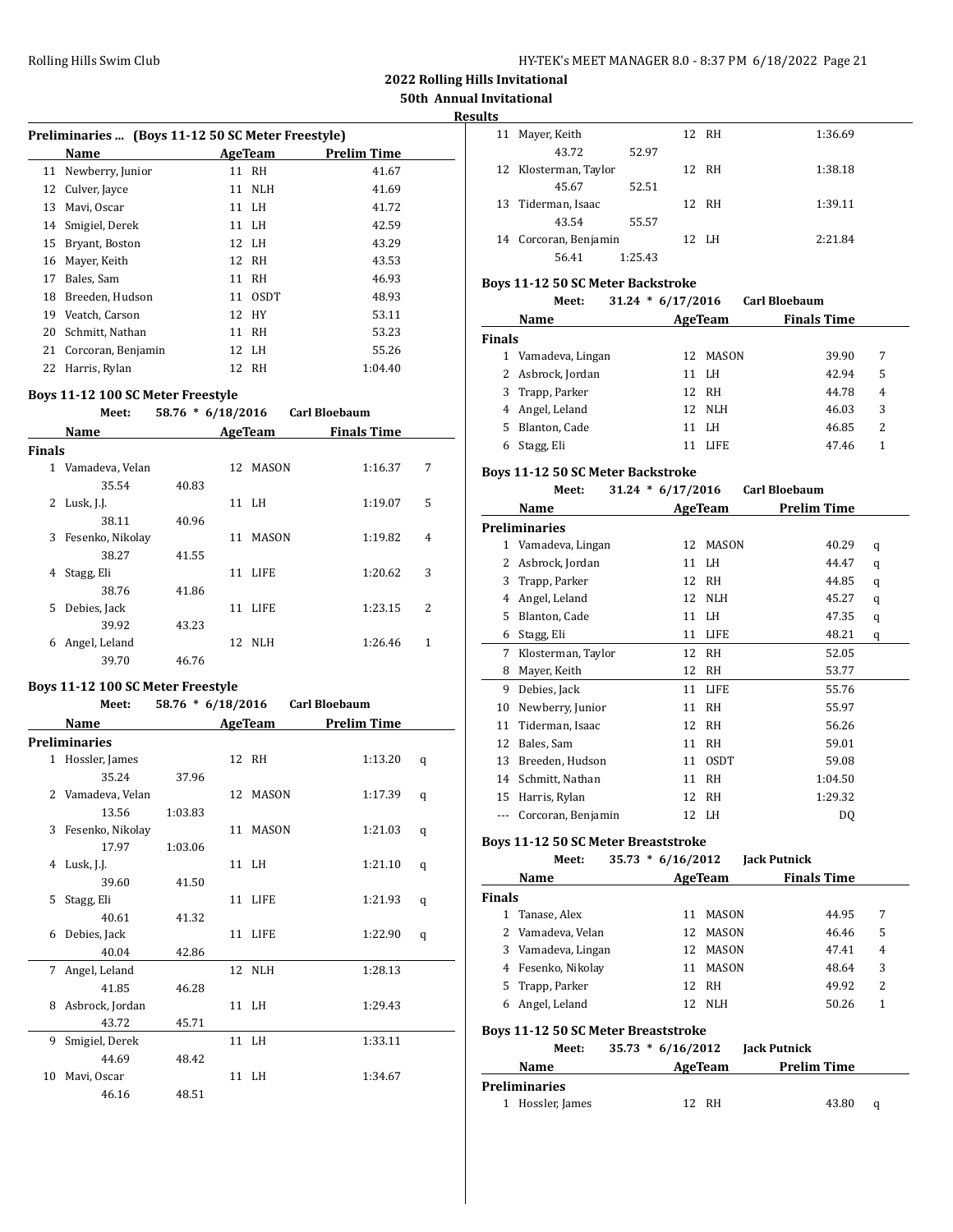## 2022 Rolling Hills Invitational

### 50th Annual Invitational

### Results

**Preliminaries ... (Boys 11-12 50 SC Meter Freestyle)**

| | Name | Age | Team | Prelim Time |
|---|---|---|---|---|
| 11 | Newberry, Junior | 11 | RH | 41.67 |
| 12 | Culver, Jayce | 11 | NLH | 41.69 |
| 13 | Mavi, Oscar | 11 | LH | 41.72 |
| 14 | Smigiel, Derek | 11 | LH | 42.59 |
| 15 | Bryant, Boston | 12 | LH | 43.29 |
| 16 | Mayer, Keith | 12 | RH | 43.53 |
| 17 | Bales, Sam | 11 | RH | 46.93 |
| 18 | Breeden, Hudson | 11 | OSDT | 48.93 |
| 19 | Veatch, Carson | 12 | HY | 53.11 |
| 20 | Schmitt, Nathan | 11 | RH | 53.23 |
| 21 | Corcoran, Benjamin | 12 | LH | 55.26 |
| 22 | Harris, Rylan | 12 | RH | 1:04.40 |

**Boys 11-12 100 SC Meter Freestyle**

Meet: 58.76 * 6/18/2016 Carl Bloebaum

| | Name | Age | Team | Finals Time | Points |
|---|---|---|---|---|---|
| **Finals** | | | | | |
| 1 | Vamadeva, Velan | 12 | MASON | 1:16.37 | 7 |
| | 35.54 | 40.83 | | | |
| 2 | Lusk, J.J. | 11 | LH | 1:19.07 | 5 |
| | 38.11 | 40.96 | | | |
| 3 | Fesenko, Nikolay | 11 | MASON | 1:19.82 | 4 |
| | 38.27 | 41.55 | | | |
| 4 | Stagg, Eli | 11 | LIFE | 1:20.62 | 3 |
| | 38.76 | 41.86 | | | |
| 5 | Debies, Jack | 11 | LIFE | 1:23.15 | 2 |
| | 39.92 | 43.23 | | | |
| 6 | Angel, Leland | 12 | NLH | 1:26.46 | 1 |
| | 39.70 | 46.76 | | | |

**Boys 11-12 100 SC Meter Freestyle**

Meet: 58.76 * 6/18/2016 Carl Bloebaum

| | Name | Age | Team | Prelim Time | |
|---|---|---|---|---|---|
| **Preliminaries** | | | | | |
| 1 | Hossler, James | 12 | RH | 1:13.20 | q |
| | 35.24 | 37.96 | | | |
| 2 | Vamadeva, Velan | 12 | MASON | 1:17.39 | q |
| | 13.56 | 1:03.83 | | | |
| 3 | Fesenko, Nikolay | 11 | MASON | 1:21.03 | q |
| | 17.97 | 1:03.06 | | | |
| 4 | Lusk, J.J. | 11 | LH | 1:21.10 | q |
| | 39.60 | 41.50 | | | |
| 5 | Stagg, Eli | 11 | LIFE | 1:21.93 | q |
| | 40.61 | 41.32 | | | |
| 6 | Debies, Jack | 11 | LIFE | 1:22.90 | q |
| | 40.04 | 42.86 | | | |
| 7 | Angel, Leland | 12 | NLH | 1:28.13 | |
| | 41.85 | 46.28 | | | |
| 8 | Asbrock, Jordan | 11 | LH | 1:29.43 | |
| | 43.72 | 45.71 | | | |
| 9 | Smigiel, Derek | 11 | LH | 1:33.11 | |
| | 44.69 | 48.42 | | | |
| 10 | Mavi, Oscar | 11 | LH | 1:34.67 | |
| | 46.16 | 48.51 | | | |
| 11 | Mayer, Keith | 12 | RH | 1:36.69 | |
| | 43.72 | 52.97 | | | |
| 12 | Klosterman, Taylor | 12 | RH | 1:38.18 | |
| | 45.67 | 52.51 | | | |
| 13 | Tiderman, Isaac | 12 | RH | 1:39.11 | |
| | 43.54 | 55.57 | | | |
| 14 | Corcoran, Benjamin | 12 | LH | 2:21.84 | |
| | 56.41 | 1:25.43 | | | |

**Boys 11-12 50 SC Meter Backstroke**

Meet: 31.24 * 6/17/2016 Carl Bloebaum

| | Name | Age | Team | Finals Time | Points |
|---|---|---|---|---|---|
| **Finals** | | | | | |
| 1 | Vamadeva, Lingan | 12 | MASON | 39.90 | 7 |
| 2 | Asbrock, Jordan | 11 | LH | 42.94 | 5 |
| 3 | Trapp, Parker | 12 | RH | 44.78 | 4 |
| 4 | Angel, Leland | 12 | NLH | 46.03 | 3 |
| 5 | Blanton, Cade | 11 | LH | 46.85 | 2 |
| 6 | Stagg, Eli | 11 | LIFE | 47.46 | 1 |

**Boys 11-12 50 SC Meter Backstroke**

Meet: 31.24 * 6/17/2016 Carl Bloebaum

| | Name | Age | Team | Prelim Time | |
|---|---|---|---|---|---|
| **Preliminaries** | | | | | |
| 1 | Vamadeva, Lingan | 12 | MASON | 40.29 | q |
| 2 | Asbrock, Jordan | 11 | LH | 44.47 | q |
| 3 | Trapp, Parker | 12 | RH | 44.85 | q |
| 4 | Angel, Leland | 12 | NLH | 45.27 | q |
| 5 | Blanton, Cade | 11 | LH | 47.35 | q |
| 6 | Stagg, Eli | 11 | LIFE | 48.21 | q |
| 7 | Klosterman, Taylor | 12 | RH | 52.05 | |
| 8 | Mayer, Keith | 12 | RH | 53.77 | |
| 9 | Debies, Jack | 11 | LIFE | 55.76 | |
| 10 | Newberry, Junior | 11 | RH | 55.97 | |
| 11 | Tiderman, Isaac | 12 | RH | 56.26 | |
| 12 | Bales, Sam | 11 | RH | 59.01 | |
| 13 | Breeden, Hudson | 11 | OSDT | 59.08 | |
| 14 | Schmitt, Nathan | 11 | RH | 1:04.50 | |
| 15 | Harris, Rylan | 12 | RH | 1:29.32 | |
| --- | Corcoran, Benjamin | 12 | LH | DQ | |

**Boys 11-12 50 SC Meter Breaststroke**

Meet: 35.73 * 6/16/2012 Jack Putnick

| | Name | Age | Team | Finals Time | Points |
|---|---|---|---|---|---|
| **Finals** | | | | | |
| 1 | Tanase, Alex | 11 | MASON | 44.95 | 7 |
| 2 | Vamadeva, Velan | 12 | MASON | 46.46 | 5 |
| 3 | Vamadeva, Lingan | 12 | MASON | 47.41 | 4 |
| 4 | Fesenko, Nikolay | 11 | MASON | 48.64 | 3 |
| 5 | Trapp, Parker | 12 | RH | 49.92 | 2 |
| 6 | Angel, Leland | 12 | NLH | 50.26 | 1 |

**Boys 11-12 50 SC Meter Breaststroke**

Meet: 35.73 * 6/16/2012 Jack Putnick

| | Name | Age | Team | Prelim Time | |
|---|---|---|---|---|---|
| **Preliminaries** | | | | | |
| 1 | Hossler, James | 12 | RH | 43.80 | q |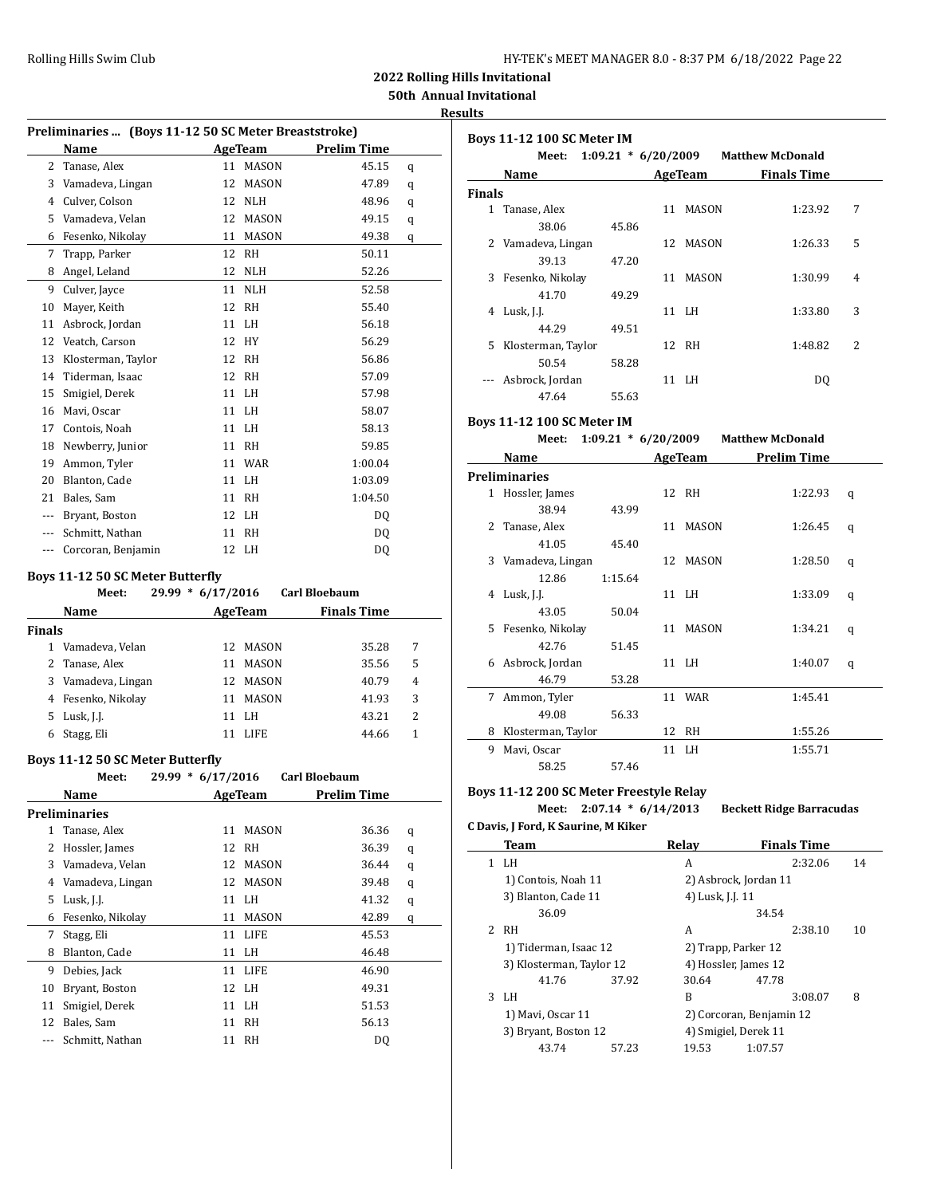# 2022 Rolling Hills Invitational

## 50th Annual Invitational

### Results

**Preliminaries ... (Boys 11-12 50 SC Meter Breaststroke)**

| | Name | Age | Team | Prelim Time | |
|---|---|---|---|---|---|
| 2 | Tanase, Alex | 11 | MASON | 45.15 | q |
| 3 | Vamadeva, Lingan | 12 | MASON | 47.89 | q |
| 4 | Culver, Colson | 12 | NLH | 48.96 | q |
| 5 | Vamadeva, Velan | 12 | MASON | 49.15 | q |
| 6 | Fesenko, Nikolay | 11 | MASON | 49.38 | q |
| 7 | Trapp, Parker | 12 | RH | 50.11 | |
| 8 | Angel, Leland | 12 | NLH | 52.26 | |
| 9 | Culver, Jayce | 11 | NLH | 52.58 | |
| 10 | Mayer, Keith | 12 | RH | 55.40 | |
| 11 | Asbrock, Jordan | 11 | LH | 56.18 | |
| 12 | Veatch, Carson | 12 | HY | 56.29 | |
| 13 | Klosterman, Taylor | 12 | RH | 56.86 | |
| 14 | Tiderman, Isaac | 12 | RH | 57.09 | |
| 15 | Smigiel, Derek | 11 | LH | 57.98 | |
| 16 | Mavi, Oscar | 11 | LH | 58.07 | |
| 17 | Contois, Noah | 11 | LH | 58.13 | |
| 18 | Newberry, Junior | 11 | RH | 59.85 | |
| 19 | Ammon, Tyler | 11 | WAR | 1:00.04 | |
| 20 | Blanton, Cade | 11 | LH | 1:03.09 | |
| 21 | Bales, Sam | 11 | RH | 1:04.50 | |
| --- | Bryant, Boston | 12 | LH | DQ | |
| --- | Schmitt, Nathan | 11 | RH | DQ | |
| --- | Corcoran, Benjamin | 12 | LH | DQ | |

**Boys 11-12 50 SC Meter Butterfly**

Meet: 29.99 * 6/17/2016 Carl Bloebaum

| | Name | Age | Team | Finals Time | |
|---|---|---|---|---|---|
| **Finals** | | | | | |
| 1 | Vamadeva, Velan | 12 | MASON | 35.28 | 7 |
| 2 | Tanase, Alex | 11 | MASON | 35.56 | 5 |
| 3 | Vamadeva, Lingan | 12 | MASON | 40.79 | 4 |
| 4 | Fesenko, Nikolay | 11 | MASON | 41.93 | 3 |
| 5 | Lusk, J.J. | 11 | LH | 43.21 | 2 |
| 6 | Stagg, Eli | 11 | LIFE | 44.66 | 1 |

**Boys 11-12 50 SC Meter Butterfly**

Meet: 29.99 * 6/17/2016 Carl Bloebaum

| | Name | Age | Team | Prelim Time | |
|---|---|---|---|---|---|
| **Preliminaries** | | | | | |
| 1 | Tanase, Alex | 11 | MASON | 36.36 | q |
| 2 | Hossler, James | 12 | RH | 36.39 | q |
| 3 | Vamadeva, Velan | 12 | MASON | 36.44 | q |
| 4 | Vamadeva, Lingan | 12 | MASON | 39.48 | q |
| 5 | Lusk, J.J. | 11 | LH | 41.32 | q |
| 6 | Fesenko, Nikolay | 11 | MASON | 42.89 | q |
| 7 | Stagg, Eli | 11 | LIFE | 45.53 | |
| 8 | Blanton, Cade | 11 | LH | 46.48 | |
| 9 | Debies, Jack | 11 | LIFE | 46.90 | |
| 10 | Bryant, Boston | 12 | LH | 49.31 | |
| 11 | Smigiel, Derek | 11 | LH | 51.53 | |
| 12 | Bales, Sam | 11 | RH | 56.13 | |
| --- | Schmitt, Nathan | 11 | RH | DQ | |

**Boys 11-12 100 SC Meter IM**

Meet: 1:09.21 * 6/20/2009 Matthew McDonald

| | Name | | Age | Team | Finals Time | |
|---|---|---|---|---|---|---|
| **Finals** | | | | | | |
| 1 | Tanase, Alex | | 11 | MASON | 1:23.92 | 7 |
| | 38.06 | 45.86 | | | | |
| 2 | Vamadeva, Lingan | | 12 | MASON | 1:26.33 | 5 |
| | 39.13 | 47.20 | | | | |
| 3 | Fesenko, Nikolay | | 11 | MASON | 1:30.99 | 4 |
| | 41.70 | 49.29 | | | | |
| 4 | Lusk, J.J. | | 11 | LH | 1:33.80 | 3 |
| | 44.29 | 49.51 | | | | |
| 5 | Klosterman, Taylor | | 12 | RH | 1:48.82 | 2 |
| | 50.54 | 58.28 | | | | |
| --- | Asbrock, Jordan | | 11 | LH | DQ | |
| | 47.64 | 55.63 | | | | |

**Boys 11-12 100 SC Meter IM**

Meet: 1:09.21 * 6/20/2009 Matthew McDonald

| | Name | | Age | Team | Prelim Time | |
|---|---|---|---|---|---|---|
| **Preliminaries** | | | | | | |
| 1 | Hossler, James | | 12 | RH | 1:22.93 | q |
| | 38.94 | 43.99 | | | | |
| 2 | Tanase, Alex | | 11 | MASON | 1:26.45 | q |
| | 41.05 | 45.40 | | | | |
| 3 | Vamadeva, Lingan | | 12 | MASON | 1:28.50 | q |
| | 12.86 | 1:15.64 | | | | |
| 4 | Lusk, J.J. | | 11 | LH | 1:33.09 | q |
| | 43.05 | 50.04 | | | | |
| 5 | Fesenko, Nikolay | | 11 | MASON | 1:34.21 | q |
| | 42.76 | 51.45 | | | | |
| 6 | Asbrock, Jordan | | 11 | LH | 1:40.07 | q |
| | 46.79 | 53.28 | | | | |
| 7 | Ammon, Tyler | | 11 | WAR | 1:45.41 | |
| | 49.08 | 56.33 | | | | |
| 8 | Klosterman, Taylor | | 12 | RH | 1:55.26 | |
| 9 | Mavi, Oscar | | 11 | LH | 1:55.71 | |
| | 58.25 | 57.46 | | | | |

**Boys 11-12 200 SC Meter Freestyle Relay**

Meet: 2:07.14 * 6/14/2013 Beckett Ridge Barracudas

C Davis, J Ford, K Saurine, M Kiker

| | Team | | Relay | | Finals Time | |
|---|---|---|---|---|---|---|
| 1 | LH | | A | | 2:32.06 | 14 |
| | 1) Contois, Noah 11 | | 2) Asbrock, Jordan 11 | | | |
| | 3) Blanton, Cade 11 | | 4) Lusk, J.J. 11 | | | |
| | 36.09 | | | 34.54 | | |
| 2 | RH | | A | | 2:38.10 | 10 |
| | 1) Tiderman, Isaac 12 | | 2) Trapp, Parker 12 | | | |
| | 3) Klosterman, Taylor 12 | | 4) Hossler, James 12 | | | |
| | 41.76 | 37.92 | 30.64 | 47.78 | | |
| 3 | LH | | B | | 3:08.07 | 8 |
| | 1) Mavi, Oscar 11 | | 2) Corcoran, Benjamin 12 | | | |
| | 3) Bryant, Boston 12 | | 4) Smigiel, Derek 11 | | | |
| | 43.74 | 57.23 | 19.53 | 1:07.57 | | |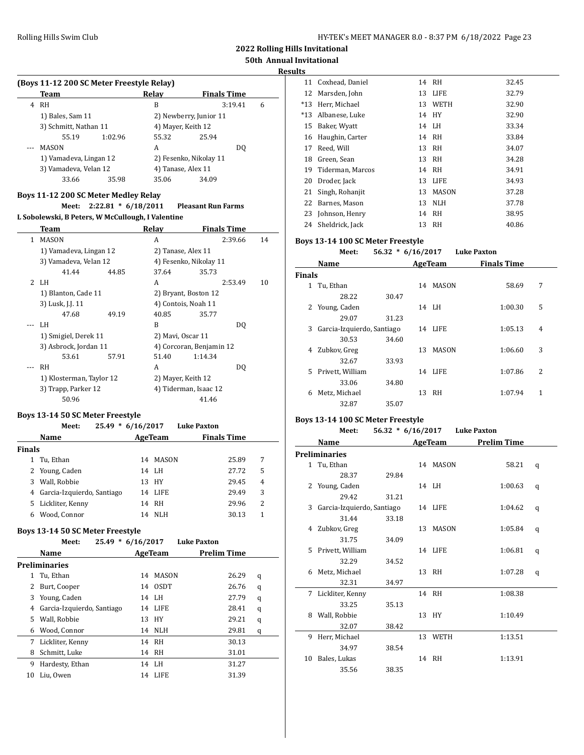## 2022 Rolling Hills Invitational

### 50th Annual Invitational

### Results

**(Boys 11-12 200 SC Meter Freestyle Relay)**

| | Team | Relay | Finals Time | |
|---|---|---|---|---|
| 4 | RH | B | 3:19.41 | 6 |
| | 1) Bales, Sam 11 | 2) Newberry, Junior 11 | | |
| | 3) Schmitt, Nathan 11 | 4) Mayer, Keith 12 | | |
| | 55.19  1:02.96 | 55.32  25.94 | | |
| --- | MASON | A | DQ | |
| | 1) Vamadeva, Lingan 12 | 2) Fesenko, Nikolay 11 | | |
| | 3) Vamadeva, Velan 12 | 4) Tanase, Alex 11 | | |
| | 33.66  35.98 | 35.06  34.09 | | |

**Boys 11-12 200 SC Meter Medley Relay**

Meet: 2:22.81 * 6/18/2011 Pleasant Run Farms

L Sobolewski, B Peters, W McCullough, I Valentine

| | Team | Relay | Finals Time | |
|---|---|---|---|---|
| 1 | MASON | A | 2:39.66 | 14 |
| | 1) Vamadeva, Lingan 12 | 2) Tanase, Alex 11 | | |
| | 3) Vamadeva, Velan 12 | 4) Fesenko, Nikolay 11 | | |
| | 41.44  44.85 | 37.64  35.73 | | |
| 2 | LH | A | 2:53.49 | 10 |
| | 1) Blanton, Cade 11 | 2) Bryant, Boston 12 | | |
| | 3) Lusk, J.J. 11 | 4) Contois, Noah 11 | | |
| | 47.68  49.19 | 40.85  35.77 | | |
| --- | LH | B | DQ | |
| | 1) Smigiel, Derek 11 | 2) Mavi, Oscar 11 | | |
| | 3) Asbrock, Jordan 11 | 4) Corcoran, Benjamin 12 | | |
| | 53.61  57.91 | 51.40  1:14.34 | | |
| --- | RH | A | DQ | |
| | 1) Klosterman, Taylor 12 | 2) Mayer, Keith 12 | | |
| | 3) Trapp, Parker 12 | 4) Tiderman, Isaac 12 | | |
| | 50.96 | 41.46 | | |

**Boys 13-14 50 SC Meter Freestyle**

Meet: 25.49 * 6/16/2017 Luke Paxton

| | Name | Age | Team | Finals Time | |
|---|---|---|---|---|---|
| **Finals** | | | | | |
| 1 | Tu, Ethan | 14 | MASON | 25.89 | 7 |
| 2 | Young, Caden | 14 | LH | 27.72 | 5 |
| 3 | Wall, Robbie | 13 | HY | 29.45 | 4 |
| 4 | Garcia-Izquierdo, Santiago | 14 | LIFE | 29.49 | 3 |
| 5 | Lickliter, Kenny | 14 | RH | 29.96 | 2 |
| 6 | Wood, Connor | 14 | NLH | 30.13 | 1 |

**Boys 13-14 50 SC Meter Freestyle**

Meet: 25.49 * 6/16/2017 Luke Paxton

| | Name | Age | Team | Prelim Time | |
|---|---|---|---|---|---|
| **Preliminaries** | | | | | |
| 1 | Tu, Ethan | 14 | MASON | 26.29 | q |
| 2 | Burt, Cooper | 14 | OSDT | 26.76 | q |
| 3 | Young, Caden | 14 | LH | 27.79 | q |
| 4 | Garcia-Izquierdo, Santiago | 14 | LIFE | 28.41 | q |
| 5 | Wall, Robbie | 13 | HY | 29.21 | q |
| 6 | Wood, Connor | 14 | NLH | 29.81 | q |
| 7 | Lickliter, Kenny | 14 | RH | 30.13 | |
| 8 | Schmitt, Luke | 14 | RH | 31.01 | |
| 9 | Hardesty, Ethan | 14 | LH | 31.27 | |
| 10 | Liu, Owen | 14 | LIFE | 31.39 | |
| 11 | Coxhead, Daniel | 14 | RH | 32.45 | |
| 12 | Marsden, John | 13 | LIFE | 32.79 | |
| *13 | Herr, Michael | 13 | WETH | 32.90 | |
| *13 | Albanese, Luke | 14 | HY | 32.90 | |
| 15 | Baker, Wyatt | 14 | LH | 33.34 | |
| 16 | Haughin, Carter | 14 | RH | 33.84 | |
| 17 | Reed, Will | 13 | RH | 34.07 | |
| 18 | Green, Sean | 13 | RH | 34.28 | |
| 19 | Tiderman, Marcos | 14 | RH | 34.91 | |
| 20 | Droder, Jack | 13 | LIFE | 34.93 | |
| 21 | Singh, Rohanjit | 13 | MASON | 37.28 | |
| 22 | Barnes, Mason | 13 | NLH | 37.78 | |
| 23 | Johnson, Henry | 14 | RH | 38.95 | |
| 24 | Sheldrick, Jack | 13 | RH | 40.86 | |

**Boys 13-14 100 SC Meter Freestyle**

Meet: 56.32 * 6/16/2017 Luke Paxton

| | Name | Age | Team | Finals Time | |
|---|---|---|---|---|---|
| **Finals** | | | | | |
| 1 | Tu, Ethan | 14 | MASON | 58.69 | 7 |
| | 28.22  30.47 | | | | |
| 2 | Young, Caden | 14 | LH | 1:00.30 | 5 |
| | 29.07  31.23 | | | | |
| 3 | Garcia-Izquierdo, Santiago | 14 | LIFE | 1:05.13 | 4 |
| | 30.53  34.60 | | | | |
| 4 | Zubkov, Greg | 13 | MASON | 1:06.60 | 3 |
| | 32.67  33.93 | | | | |
| 5 | Privett, William | 14 | LIFE | 1:07.86 | 2 |
| | 33.06  34.80 | | | | |
| 6 | Metz, Michael | 13 | RH | 1:07.94 | 1 |
| | 32.87  35.07 | | | | |

**Boys 13-14 100 SC Meter Freestyle**

Meet: 56.32 * 6/16/2017 Luke Paxton

| | Name | Age | Team | Prelim Time | |
|---|---|---|---|---|---|
| **Preliminaries** | | | | | |
| 1 | Tu, Ethan | 14 | MASON | 58.21 | q |
| | 28.37  29.84 | | | | |
| 2 | Young, Caden | 14 | LH | 1:00.63 | q |
| | 29.42  31.21 | | | | |
| 3 | Garcia-Izquierdo, Santiago | 14 | LIFE | 1:04.62 | q |
| | 31.44  33.18 | | | | |
| 4 | Zubkov, Greg | 13 | MASON | 1:05.84 | q |
| | 31.75  34.09 | | | | |
| 5 | Privett, William | 14 | LIFE | 1:06.81 | q |
| | 32.29  34.52 | | | | |
| 6 | Metz, Michael | 13 | RH | 1:07.28 | q |
| | 32.31  34.97 | | | | |
| 7 | Lickliter, Kenny | 14 | RH | 1:08.38 | |
| | 33.25  35.13 | | | | |
| 8 | Wall, Robbie | 13 | HY | 1:10.49 | |
| | 32.07  38.42 | | | | |
| 9 | Herr, Michael | 13 | WETH | 1:13.51 | |
| | 34.97  38.54 | | | | |
| 10 | Bales, Lukas | 14 | RH | 1:13.91 | |
| | 35.56  38.35 | | | | |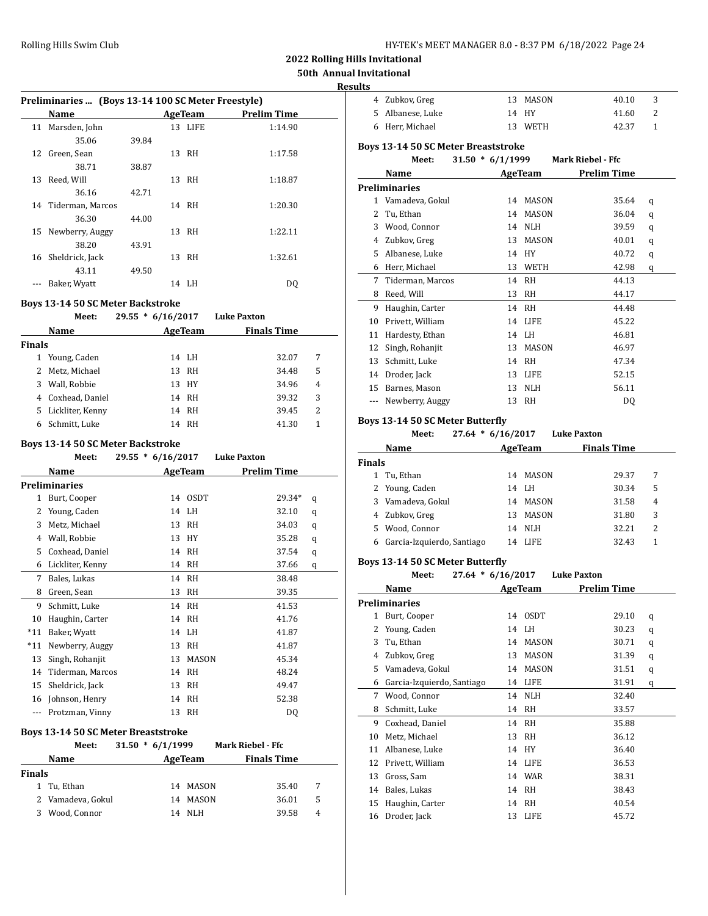## 2022 Rolling Hills Invitational

### 50th Annual Invitational

### Results

**Preliminaries ... (Boys 13-14 100 SC Meter Freestyle)**

| | Name | | Age | Team | Prelim Time |
|---|---|---|---|---|---|
| 11 | Marsden, John | | 13 | LIFE | 1:14.90 |
| | 35.06 | 39.84 | | | |
| 12 | Green, Sean | | 13 | RH | 1:17.58 |
| | 38.71 | 38.87 | | | |
| 13 | Reed, Will | | 13 | RH | 1:18.87 |
| | 36.16 | 42.71 | | | |
| 14 | Tiderman, Marcos | | 14 | RH | 1:20.30 |
| | 36.30 | 44.00 | | | |
| 15 | Newberry, Auggy | | 13 | RH | 1:22.11 |
| | 38.20 | 43.91 | | | |
| 16 | Sheldrick, Jack | | 13 | RH | 1:32.61 |
| | 43.11 | 49.50 | | | |
| --- | Baker, Wyatt | | 14 | LH | DQ |

**Boys 13-14 50 SC Meter Backstroke**

Meet: 29.55 * 6/16/2017 Luke Paxton

| | Name | Age | Team | Finals Time | Points |
|---|---|---|---|---|---|
| **Finals** | | | | | |
| 1 | Young, Caden | 14 | LH | 32.07 | 7 |
| 2 | Metz, Michael | 13 | RH | 34.48 | 5 |
| 3 | Wall, Robbie | 13 | HY | 34.96 | 4 |
| 4 | Coxhead, Daniel | 14 | RH | 39.32 | 3 |
| 5 | Lickliter, Kenny | 14 | RH | 39.45 | 2 |
| 6 | Schmitt, Luke | 14 | RH | 41.30 | 1 |

**Boys 13-14 50 SC Meter Backstroke**

Meet: 29.55 * 6/16/2017 Luke Paxton

| | Name | Age | Team | Prelim Time | |
|---|---|---|---|---|---|
| **Preliminaries** | | | | | |
| 1 | Burt, Cooper | 14 | OSDT | 29.34* | q |
| 2 | Young, Caden | 14 | LH | 32.10 | q |
| 3 | Metz, Michael | 13 | RH | 34.03 | q |
| 4 | Wall, Robbie | 13 | HY | 35.28 | q |
| 5 | Coxhead, Daniel | 14 | RH | 37.54 | q |
| 6 | Lickliter, Kenny | 14 | RH | 37.66 | q |
| 7 | Bales, Lukas | 14 | RH | 38.48 | |
| 8 | Green, Sean | 13 | RH | 39.35 | |
| 9 | Schmitt, Luke | 14 | RH | 41.53 | |
| 10 | Haughin, Carter | 14 | RH | 41.76 | |
| *11 | Baker, Wyatt | 14 | LH | 41.87 | |
| *11 | Newberry, Auggy | 13 | RH | 41.87 | |
| 13 | Singh, Rohanjit | 13 | MASON | 45.34 | |
| 14 | Tiderman, Marcos | 14 | RH | 48.24 | |
| 15 | Sheldrick, Jack | 13 | RH | 49.47 | |
| 16 | Johnson, Henry | 14 | RH | 52.38 | |
| --- | Protzman, Vinny | 13 | RH | DQ | |

**Boys 13-14 50 SC Meter Breaststroke**

Meet: 31.50 * 6/1/1999 Mark Riebel - Ffc

| | Name | Age | Team | Finals Time | Points |
|---|---|---|---|---|---|
| **Finals** | | | | | |
| 1 | Tu, Ethan | 14 | MASON | 35.40 | 7 |
| 2 | Vamadeva, Gokul | 14 | MASON | 36.01 | 5 |
| 3 | Wood, Connor | 14 | NLH | 39.58 | 4 |
| 4 | Zubkov, Greg | 13 | MASON | 40.10 | 3 |
| 5 | Albanese, Luke | 14 | HY | 41.60 | 2 |
| 6 | Herr, Michael | 13 | WETH | 42.37 | 1 |

**Boys 13-14 50 SC Meter Breaststroke**

Meet: 31.50 * 6/1/1999 Mark Riebel - Ffc

| | Name | Age | Team | Prelim Time | |
|---|---|---|---|---|---|
| **Preliminaries** | | | | | |
| 1 | Vamadeva, Gokul | 14 | MASON | 35.64 | q |
| 2 | Tu, Ethan | 14 | MASON | 36.04 | q |
| 3 | Wood, Connor | 14 | NLH | 39.59 | q |
| 4 | Zubkov, Greg | 13 | MASON | 40.01 | q |
| 5 | Albanese, Luke | 14 | HY | 40.72 | q |
| 6 | Herr, Michael | 13 | WETH | 42.98 | q |
| 7 | Tiderman, Marcos | 14 | RH | 44.13 | |
| 8 | Reed, Will | 13 | RH | 44.17 | |
| 9 | Haughin, Carter | 14 | RH | 44.48 | |
| 10 | Privett, William | 14 | LIFE | 45.22 | |
| 11 | Hardesty, Ethan | 14 | LH | 46.81 | |
| 12 | Singh, Rohanjit | 13 | MASON | 46.97 | |
| 13 | Schmitt, Luke | 14 | RH | 47.34 | |
| 14 | Droder, Jack | 13 | LIFE | 52.15 | |
| 15 | Barnes, Mason | 13 | NLH | 56.11 | |
| --- | Newberry, Auggy | 13 | RH | DQ | |

**Boys 13-14 50 SC Meter Butterfly**

Meet: 27.64 * 6/16/2017 Luke Paxton

| | Name | Age | Team | Finals Time | Points |
|---|---|---|---|---|---|
| **Finals** | | | | | |
| 1 | Tu, Ethan | 14 | MASON | 29.37 | 7 |
| 2 | Young, Caden | 14 | LH | 30.34 | 5 |
| 3 | Vamadeva, Gokul | 14 | MASON | 31.58 | 4 |
| 4 | Zubkov, Greg | 13 | MASON | 31.80 | 3 |
| 5 | Wood, Connor | 14 | NLH | 32.21 | 2 |
| 6 | Garcia-Izquierdo, Santiago | 14 | LIFE | 32.43 | 1 |

**Boys 13-14 50 SC Meter Butterfly**

Meet: 27.64 * 6/16/2017 Luke Paxton

| | Name | Age | Team | Prelim Time | |
|---|---|---|---|---|---|
| **Preliminaries** | | | | | |
| 1 | Burt, Cooper | 14 | OSDT | 29.10 | q |
| 2 | Young, Caden | 14 | LH | 30.23 | q |
| 3 | Tu, Ethan | 14 | MASON | 30.71 | q |
| 4 | Zubkov, Greg | 13 | MASON | 31.39 | q |
| 5 | Vamadeva, Gokul | 14 | MASON | 31.51 | q |
| 6 | Garcia-Izquierdo, Santiago | 14 | LIFE | 31.91 | q |
| 7 | Wood, Connor | 14 | NLH | 32.40 | |
| 8 | Schmitt, Luke | 14 | RH | 33.57 | |
| 9 | Coxhead, Daniel | 14 | RH | 35.88 | |
| 10 | Metz, Michael | 13 | RH | 36.12 | |
| 11 | Albanese, Luke | 14 | HY | 36.40 | |
| 12 | Privett, William | 14 | LIFE | 36.53 | |
| 13 | Gross, Sam | 14 | WAR | 38.31 | |
| 14 | Bales, Lukas | 14 | RH | 38.43 | |
| 15 | Haughin, Carter | 14 | RH | 40.54 | |
| 16 | Droder, Jack | 13 | LIFE | 45.72 | |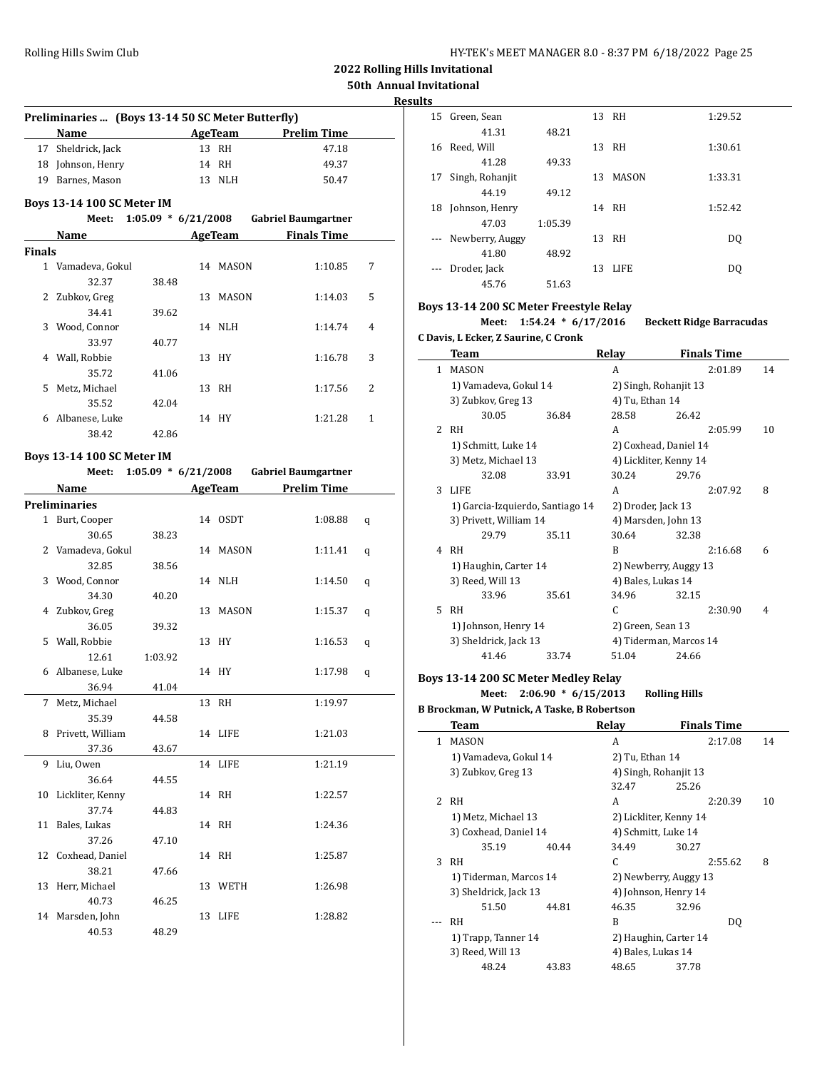**2022 Rolling Hills Invitational**

**50th Annual Invitational**

**Results**

### Preliminaries ... (Boys 13-14 50 SC Meter Butterfly)

| | Name | Age | Team | Prelim Time |
|---|---|---|---|---|
| 17 | Sheldrick, Jack | 13 | RH | 47.18 |
| 18 | Johnson, Henry | 14 | RH | 49.37 |
| 19 | Barnes, Mason | 13 | NLH | 50.47 |

### Boys 13-14 100 SC Meter IM

Meet: 1:05.09 * 6/21/2008 Gabriel Baumgartner

| | Name | | Age | Team | Finals Time | |
|---|---|---|---|---|---|---|
| **Finals** | | | | | | |
| 1 | Vamadeva, Gokul | | 14 | MASON | 1:10.85 | 7 |
| | 32.37 | 38.48 | | | | |
| 2 | Zubkov, Greg | | 13 | MASON | 1:14.03 | 5 |
| | 34.41 | 39.62 | | | | |
| 3 | Wood, Connor | | 14 | NLH | 1:14.74 | 4 |
| | 33.97 | 40.77 | | | | |
| 4 | Wall, Robbie | | 13 | HY | 1:16.78 | 3 |
| | 35.72 | 41.06 | | | | |
| 5 | Metz, Michael | | 13 | RH | 1:17.56 | 2 |
| | 35.52 | 42.04 | | | | |
| 6 | Albanese, Luke | | 14 | HY | 1:21.28 | 1 |
| | 38.42 | 42.86 | | | | |

### Boys 13-14 100 SC Meter IM

Meet: 1:05.09 * 6/21/2008 Gabriel Baumgartner

| | Name | | Age | Team | Prelim Time | |
|---|---|---|---|---|---|---|
| **Preliminaries** | | | | | | |
| 1 | Burt, Cooper | | 14 | OSDT | 1:08.88 | q |
| | 30.65 | 38.23 | | | | |
| 2 | Vamadeva, Gokul | | 14 | MASON | 1:11.41 | q |
| | 32.85 | 38.56 | | | | |
| 3 | Wood, Connor | | 14 | NLH | 1:14.50 | q |
| | 34.30 | 40.20 | | | | |
| 4 | Zubkov, Greg | | 13 | MASON | 1:15.37 | q |
| | 36.05 | 39.32 | | | | |
| 5 | Wall, Robbie | | 13 | HY | 1:16.53 | q |
| | 12.61 | 1:03.92 | | | | |
| 6 | Albanese, Luke | | 14 | HY | 1:17.98 | q |
| | 36.94 | 41.04 | | | | |
| 7 | Metz, Michael | | 13 | RH | 1:19.97 | |
| | 35.39 | 44.58 | | | | |
| 8 | Privett, William | | 14 | LIFE | 1:21.03 | |
| | 37.36 | 43.67 | | | | |
| 9 | Liu, Owen | | 14 | LIFE | 1:21.19 | |
| | 36.64 | 44.55 | | | | |
| 10 | Lickliter, Kenny | | 14 | RH | 1:22.57 | |
| | 37.74 | 44.83 | | | | |
| 11 | Bales, Lukas | | 14 | RH | 1:24.36 | |
| | 37.26 | 47.10 | | | | |
| 12 | Coxhead, Daniel | | 14 | RH | 1:25.87 | |
| | 38.21 | 47.66 | | | | |
| 13 | Herr, Michael | | 13 | WETH | 1:26.98 | |
| | 40.73 | 46.25 | | | | |
| 14 | Marsden, John | | 13 | LIFE | 1:28.82 | |
| | 40.53 | 48.29 | | | | |
| 15 | Green, Sean | | 13 | RH | 1:29.52 | |
| | 41.31 | 48.21 | | | | |
| 16 | Reed, Will | | 13 | RH | 1:30.61 | |
| | 41.28 | 49.33 | | | | |
| 17 | Singh, Rohanjit | | 13 | MASON | 1:33.31 | |
| | 44.19 | 49.12 | | | | |
| 18 | Johnson, Henry | | 14 | RH | 1:52.42 | |
| | 47.03 | 1:05.39 | | | | |
| --- | Newberry, Auggy | | 13 | RH | DQ | |
| | 41.80 | 48.92 | | | | |
| --- | Droder, Jack | | 13 | LIFE | DQ | |
| | 45.76 | 51.63 | | | | |

### Boys 13-14 200 SC Meter Freestyle Relay

Meet: 1:54.24 * 6/17/2016 Beckett Ridge Barracudas

C Davis, L Ecker, Z Saurine, C Cronk

| | Team | | Relay | | Finals Time | |
|---|---|---|---|---|---|---|
| 1 | MASON | | A | | 2:01.89 | 14 |
| | 1) Vamadeva, Gokul 14 | | 2) Singh, Rohanjit 13 | | | |
| | 3) Zubkov, Greg 13 | | 4) Tu, Ethan 14 | | | |
| | 30.05 | 36.84 | 28.58 | 26.42 | | |
| 2 | RH | | A | | 2:05.99 | 10 |
| | 1) Schmitt, Luke 14 | | 2) Coxhead, Daniel 14 | | | |
| | 3) Metz, Michael 13 | | 4) Lickliter, Kenny 14 | | | |
| | 32.08 | 33.91 | 30.24 | 29.76 | | |
| 3 | LIFE | | A | | 2:07.92 | 8 |
| | 1) Garcia-Izquierdo, Santiago 14 | | 2) Droder, Jack 13 | | | |
| | 3) Privett, William 14 | | 4) Marsden, John 13 | | | |
| | 29.79 | 35.11 | 30.64 | 32.38 | | |
| 4 | RH | | B | | 2:16.68 | 6 |
| | 1) Haughin, Carter 14 | | 2) Newberry, Auggy 13 | | | |
| | 3) Reed, Will 13 | | 4) Bales, Lukas 14 | | | |
| | 33.96 | 35.61 | 34.96 | 32.15 | | |
| 5 | RH | | C | | 2:30.90 | 4 |
| | 1) Johnson, Henry 14 | | 2) Green, Sean 13 | | | |
| | 3) Sheldrick, Jack 13 | | 4) Tiderman, Marcos 14 | | | |
| | 41.46 | 33.74 | 51.04 | 24.66 | | |

### Boys 13-14 200 SC Meter Medley Relay

Meet: 2:06.90 * 6/15/2013 Rolling Hills

B Brockman, W Putnick, A Taske, B Robertson

| | Team | | Relay | | Finals Time | |
|---|---|---|---|---|---|---|
| 1 | MASON | | A | | 2:17.08 | 14 |
| | 1) Vamadeva, Gokul 14 | | 2) Tu, Ethan 14 | | | |
| | 3) Zubkov, Greg 13 | | 4) Singh, Rohanjit 13 | | | |
| | | | 32.47 | 25.26 | | |
| 2 | RH | | A | | 2:20.39 | 10 |
| | 1) Metz, Michael 13 | | 2) Lickliter, Kenny 14 | | | |
| | 3) Coxhead, Daniel 14 | | 4) Schmitt, Luke 14 | | | |
| | 35.19 | 40.44 | 34.49 | 30.27 | | |
| 3 | RH | | C | | 2:55.62 | 8 |
| | 1) Tiderman, Marcos 14 | | 2) Newberry, Auggy 13 | | | |
| | 3) Sheldrick, Jack 13 | | 4) Johnson, Henry 14 | | | |
| | 51.50 | 44.81 | 46.35 | 32.96 | | |
| --- | RH | | B | | DQ | |
| | 1) Trapp, Tanner 14 | | 2) Haughin, Carter 14 | | | |
| | 3) Reed, Will 13 | | 4) Bales, Lukas 14 | | | |
| | 48.24 | 43.83 | 48.65 | 37.78 | | |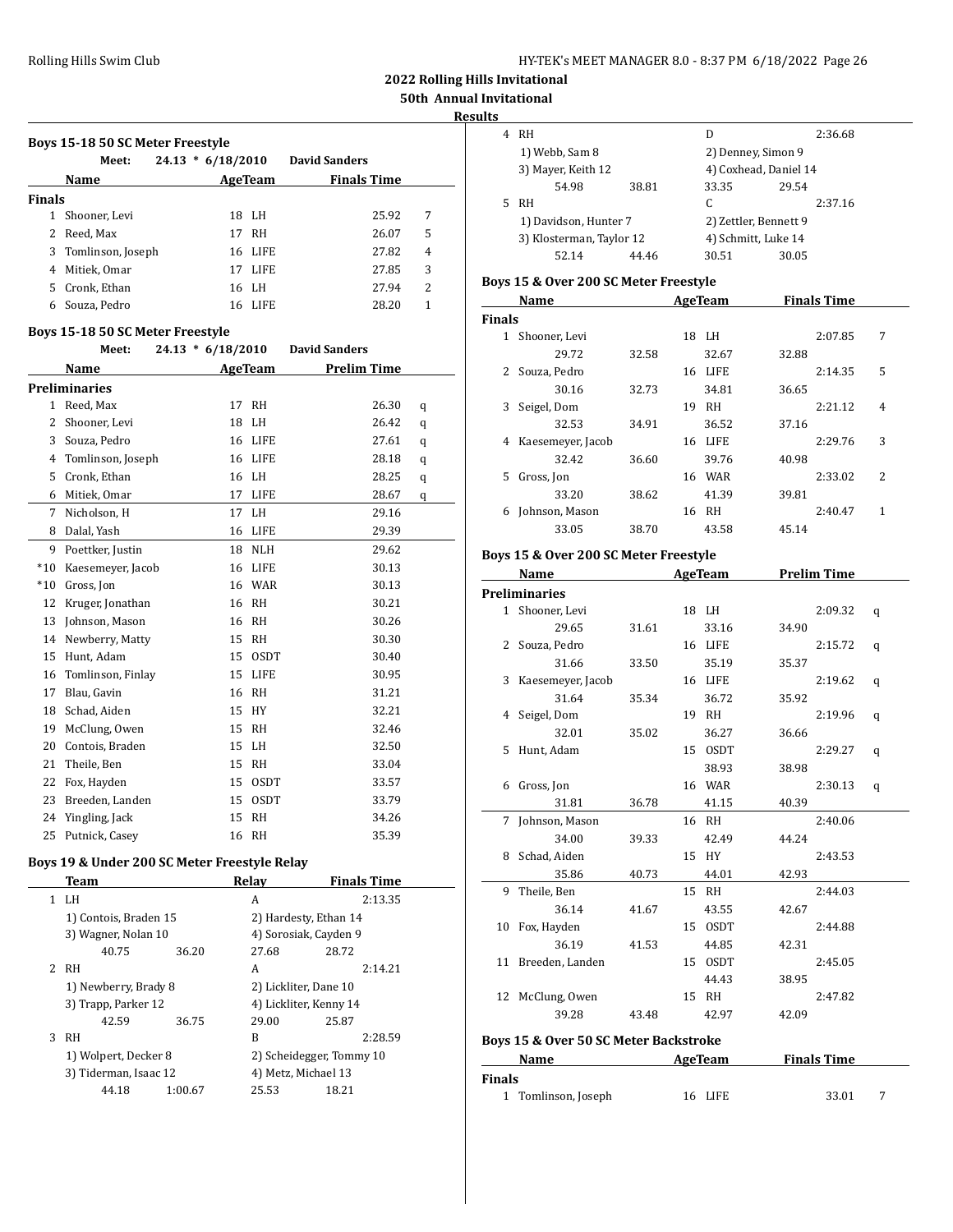2022 Rolling Hills Invitational

50th Annual Invitational

Results

### Boys 15-18 50 SC Meter Freestyle

Meet: 24.13 * 6/18/2010 David Sanders

| | Name | Age | Team | Finals Time | |
|---|---|---|---|---|---|
| **Finals** | | | | | |
| 1 | Shooner, Levi | 18 | LH | 25.92 | 7 |
| 2 | Reed, Max | 17 | RH | 26.07 | 5 |
| 3 | Tomlinson, Joseph | 16 | LIFE | 27.82 | 4 |
| 4 | Mitiek, Omar | 17 | LIFE | 27.85 | 3 |
| 5 | Cronk, Ethan | 16 | LH | 27.94 | 2 |
| 6 | Souza, Pedro | 16 | LIFE | 28.20 | 1 |

### Boys 15-18 50 SC Meter Freestyle

Meet: 24.13 * 6/18/2010 David Sanders

| | Name | Age | Team | Prelim Time | |
|---|---|---|---|---|---|
| **Preliminaries** | | | | | |
| 1 | Reed, Max | 17 | RH | 26.30 | q |
| 2 | Shooner, Levi | 18 | LH | 26.42 | q |
| 3 | Souza, Pedro | 16 | LIFE | 27.61 | q |
| 4 | Tomlinson, Joseph | 16 | LIFE | 28.18 | q |
| 5 | Cronk, Ethan | 16 | LH | 28.25 | q |
| 6 | Mitiek, Omar | 17 | LIFE | 28.67 | q |
| 7 | Nicholson, H | 17 | LH | 29.16 | |
| 8 | Dalal, Yash | 16 | LIFE | 29.39 | |
| 9 | Poettker, Justin | 18 | NLH | 29.62 | |
| *10 | Kaesemeyer, Jacob | 16 | LIFE | 30.13 | |
| *10 | Gross, Jon | 16 | WAR | 30.13 | |
| 12 | Kruger, Jonathan | 16 | RH | 30.21 | |
| 13 | Johnson, Mason | 16 | RH | 30.26 | |
| 14 | Newberry, Matty | 15 | RH | 30.30 | |
| 15 | Hunt, Adam | 15 | OSDT | 30.40 | |
| 16 | Tomlinson, Finlay | 15 | LIFE | 30.95 | |
| 17 | Blau, Gavin | 16 | RH | 31.21 | |
| 18 | Schad, Aiden | 15 | HY | 32.21 | |
| 19 | McClung, Owen | 15 | RH | 32.46 | |
| 20 | Contois, Braden | 15 | LH | 32.50 | |
| 21 | Theile, Ben | 15 | RH | 33.04 | |
| 22 | Fox, Hayden | 15 | OSDT | 33.57 | |
| 23 | Breeden, Landen | 15 | OSDT | 33.79 | |
| 24 | Yingling, Jack | 15 | RH | 34.26 | |
| 25 | Putnick, Casey | 16 | RH | 35.39 | |

### Boys 19 & Under 200 SC Meter Freestyle Relay

| | Team | Relay | Finals Time |
|---|---|---|---|
| 1 | LH | A | 2:13.35 |
| | 1) Contois, Braden 15 | 2) Hardesty, Ethan 14 | |
| | 3) Wagner, Nolan 10 | 4) Sorosiak, Cayden 9 | |
| | 40.75 36.20 | 27.68 28.72 | |
| 2 | RH | A | 2:14.21 |
| | 1) Newberry, Brady 8 | 2) Lickliter, Dane 10 | |
| | 3) Trapp, Parker 12 | 4) Lickliter, Kenny 14 | |
| | 42.59 36.75 | 29.00 25.87 | |
| 3 | RH | B | 2:28.59 |
| | 1) Wolpert, Decker 8 | 2) Scheidegger, Tommy 10 | |
| | 3) Tiderman, Isaac 12 | 4) Metz, Michael 13 | |
| | 44.18 1:00.67 | 25.53 18.21 | |
| 4 | RH | D | 2:36.68 |
| | 1) Webb, Sam 8 | 2) Denney, Simon 9 | |
| | 3) Mayer, Keith 12 | 4) Coxhead, Daniel 14 | |
| | 54.98 38.81 | 33.35 29.54 | |
| 5 | RH | C | 2:37.16 |
| | 1) Davidson, Hunter 7 | 2) Zettler, Bennett 9 | |
| | 3) Klosterman, Taylor 12 | 4) Schmitt, Luke 14 | |
| | 52.14 44.46 | 30.51 30.05 | |

### Boys 15 & Over 200 SC Meter Freestyle

| | Name | Age | Team | Finals Time | |
|---|---|---|---|---|---|
| **Finals** | | | | | |
| 1 | Shooner, Levi | 18 | LH | 2:07.85 | 7 |
| | 29.72 32.58 | | 32.67 32.88 | | |
| 2 | Souza, Pedro | 16 | LIFE | 2:14.35 | 5 |
| | 30.16 32.73 | | 34.81 36.65 | | |
| 3 | Seigel, Dom | 19 | RH | 2:21.12 | 4 |
| | 32.53 34.91 | | 36.52 37.16 | | |
| 4 | Kaesemeyer, Jacob | 16 | LIFE | 2:29.76 | 3 |
| | 32.42 36.60 | | 39.76 40.98 | | |
| 5 | Gross, Jon | 16 | WAR | 2:33.02 | 2 |
| | 33.20 38.62 | | 41.39 39.81 | | |
| 6 | Johnson, Mason | 16 | RH | 2:40.47 | 1 |
| | 33.05 38.70 | | 43.58 45.14 | | |

### Boys 15 & Over 200 SC Meter Freestyle

| | Name | Age | Team | Prelim Time | |
|---|---|---|---|---|---|
| **Preliminaries** | | | | | |
| 1 | Shooner, Levi | 18 | LH | 2:09.32 | q |
| | 29.65 31.61 | | 33.16 34.90 | | |
| 2 | Souza, Pedro | 16 | LIFE | 2:15.72 | q |
| | 31.66 33.50 | | 35.19 35.37 | | |
| 3 | Kaesemeyer, Jacob | 16 | LIFE | 2:19.62 | q |
| | 31.64 35.34 | | 36.72 35.92 | | |
| 4 | Seigel, Dom | 19 | RH | 2:19.96 | q |
| | 32.01 35.02 | | 36.27 36.66 | | |
| 5 | Hunt, Adam | 15 | OSDT | 2:29.27 | q |
| | | | 38.93 38.98 | | |
| 6 | Gross, Jon | 16 | WAR | 2:30.13 | q |
| | 31.81 36.78 | | 41.15 40.39 | | |
| 7 | Johnson, Mason | 16 | RH | 2:40.06 | |
| | 34.00 39.33 | | 42.49 44.24 | | |
| 8 | Schad, Aiden | 15 | HY | 2:43.53 | |
| | 35.86 40.73 | | 44.01 42.93 | | |
| 9 | Theile, Ben | 15 | RH | 2:44.03 | |
| | 36.14 41.67 | | 43.55 42.67 | | |
| 10 | Fox, Hayden | 15 | OSDT | 2:44.88 | |
| | 36.19 41.53 | | 44.85 42.31 | | |
| 11 | Breeden, Landen | 15 | OSDT | 2:45.05 | |
| | | | 44.43 38.95 | | |
| 12 | McClung, Owen | 15 | RH | 2:47.82 | |
| | 39.28 43.48 | | 42.97 42.09 | | |

### Boys 15 & Over 50 SC Meter Backstroke

| | Name | Age | Team | Finals Time | |
|---|---|---|---|---|---|
| **Finals** | | | | | |
| 1 | Tomlinson, Joseph | 16 | LIFE | 33.01 | 7 |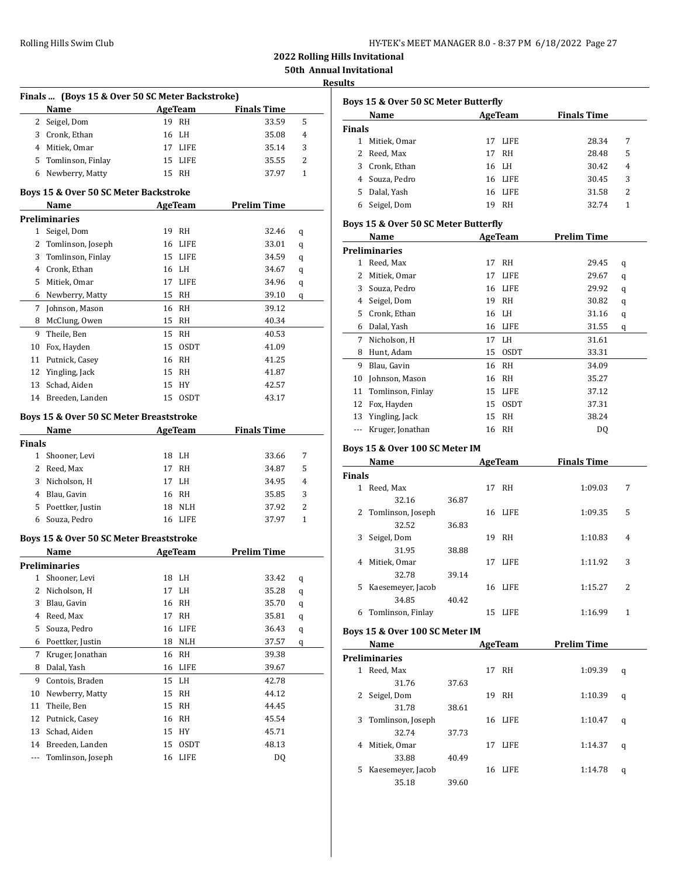# 2022 Rolling Hills Invitational

## 50th Annual Invitational

### Results

**Finals ... (Boys 15 & Over 50 SC Meter Backstroke)**

| | Name | Age | Team | Finals Time | |
|---|---|---|---|---|---|
| 2 | Seigel, Dom | 19 | RH | 33.59 | 5 |
| 3 | Cronk, Ethan | 16 | LH | 35.08 | 4 |
| 4 | Mitiek, Omar | 17 | LIFE | 35.14 | 3 |
| 5 | Tomlinson, Finlay | 15 | LIFE | 35.55 | 2 |
| 6 | Newberry, Matty | 15 | RH | 37.97 | 1 |

**Boys 15 & Over 50 SC Meter Backstroke**

| | Name | Age | Team | Prelim Time | |
|---|---|---|---|---|---|
| **Preliminaries** | | | | | |
| 1 | Seigel, Dom | 19 | RH | 32.46 | q |
| 2 | Tomlinson, Joseph | 16 | LIFE | 33.01 | q |
| 3 | Tomlinson, Finlay | 15 | LIFE | 34.59 | q |
| 4 | Cronk, Ethan | 16 | LH | 34.67 | q |
| 5 | Mitiek, Omar | 17 | LIFE | 34.96 | q |
| 6 | Newberry, Matty | 15 | RH | 39.10 | q |
| 7 | Johnson, Mason | 16 | RH | 39.12 | |
| 8 | McClung, Owen | 15 | RH | 40.34 | |
| 9 | Theile, Ben | 15 | RH | 40.53 | |
| 10 | Fox, Hayden | 15 | OSDT | 41.09 | |
| 11 | Putnick, Casey | 16 | RH | 41.25 | |
| 12 | Yingling, Jack | 15 | RH | 41.87 | |
| 13 | Schad, Aiden | 15 | HY | 42.57 | |
| 14 | Breeden, Landen | 15 | OSDT | 43.17 | |

**Boys 15 & Over 50 SC Meter Breaststroke**

| | Name | Age | Team | Finals Time | |
|---|---|---|---|---|---|
| **Finals** | | | | | |
| 1 | Shooner, Levi | 18 | LH | 33.66 | 7 |
| 2 | Reed, Max | 17 | RH | 34.87 | 5 |
| 3 | Nicholson, H | 17 | LH | 34.95 | 4 |
| 4 | Blau, Gavin | 16 | RH | 35.85 | 3 |
| 5 | Poettker, Justin | 18 | NLH | 37.92 | 2 |
| 6 | Souza, Pedro | 16 | LIFE | 37.97 | 1 |

**Boys 15 & Over 50 SC Meter Breaststroke**

| | Name | Age | Team | Prelim Time | |
|---|---|---|---|---|---|
| **Preliminaries** | | | | | |
| 1 | Shooner, Levi | 18 | LH | 33.42 | q |
| 2 | Nicholson, H | 17 | LH | 35.28 | q |
| 3 | Blau, Gavin | 16 | RH | 35.70 | q |
| 4 | Reed, Max | 17 | RH | 35.81 | q |
| 5 | Souza, Pedro | 16 | LIFE | 36.43 | q |
| 6 | Poettker, Justin | 18 | NLH | 37.57 | q |
| 7 | Kruger, Jonathan | 16 | RH | 39.38 | |
| 8 | Dalal, Yash | 16 | LIFE | 39.67 | |
| 9 | Contois, Braden | 15 | LH | 42.78 | |
| 10 | Newberry, Matty | 15 | RH | 44.12 | |
| 11 | Theile, Ben | 15 | RH | 44.45 | |
| 12 | Putnick, Casey | 16 | RH | 45.54 | |
| 13 | Schad, Aiden | 15 | HY | 45.71 | |
| 14 | Breeden, Landen | 15 | OSDT | 48.13 | |
| --- | Tomlinson, Joseph | 16 | LIFE | DQ | |

**Boys 15 & Over 50 SC Meter Butterfly**

| | Name | Age | Team | Finals Time | |
|---|---|---|---|---|---|
| **Finals** | | | | | |
| 1 | Mitiek, Omar | 17 | LIFE | 28.34 | 7 |
| 2 | Reed, Max | 17 | RH | 28.48 | 5 |
| 3 | Cronk, Ethan | 16 | LH | 30.42 | 4 |
| 4 | Souza, Pedro | 16 | LIFE | 30.45 | 3 |
| 5 | Dalal, Yash | 16 | LIFE | 31.58 | 2 |
| 6 | Seigel, Dom | 19 | RH | 32.74 | 1 |

**Boys 15 & Over 50 SC Meter Butterfly**

| | Name | Age | Team | Prelim Time | |
|---|---|---|---|---|---|
| **Preliminaries** | | | | | |
| 1 | Reed, Max | 17 | RH | 29.45 | q |
| 2 | Mitiek, Omar | 17 | LIFE | 29.67 | q |
| 3 | Souza, Pedro | 16 | LIFE | 29.92 | q |
| 4 | Seigel, Dom | 19 | RH | 30.82 | q |
| 5 | Cronk, Ethan | 16 | LH | 31.16 | q |
| 6 | Dalal, Yash | 16 | LIFE | 31.55 | q |
| 7 | Nicholson, H | 17 | LH | 31.61 | |
| 8 | Hunt, Adam | 15 | OSDT | 33.31 | |
| 9 | Blau, Gavin | 16 | RH | 34.09 | |
| 10 | Johnson, Mason | 16 | RH | 35.27 | |
| 11 | Tomlinson, Finlay | 15 | LIFE | 37.12 | |
| 12 | Fox, Hayden | 15 | OSDT | 37.31 | |
| 13 | Yingling, Jack | 15 | RH | 38.24 | |
| --- | Kruger, Jonathan | 16 | RH | DQ | |

**Boys 15 & Over 100 SC Meter IM**

| | Name | | Age | Team | Finals Time | |
|---|---|---|---|---|---|---|
| **Finals** | | | | | | |
| 1 | Reed, Max | | 17 | RH | 1:09.03 | 7 |
| | 32.16 | 36.87 | | | | |
| 2 | Tomlinson, Joseph | | 16 | LIFE | 1:09.35 | 5 |
| | 32.52 | 36.83 | | | | |
| 3 | Seigel, Dom | | 19 | RH | 1:10.83 | 4 |
| | 31.95 | 38.88 | | | | |
| 4 | Mitiek, Omar | | 17 | LIFE | 1:11.92 | 3 |
| | 32.78 | 39.14 | | | | |
| 5 | Kaesemeyer, Jacob | | 16 | LIFE | 1:15.27 | 2 |
| | 34.85 | 40.42 | | | | |
| 6 | Tomlinson, Finlay | | 15 | LIFE | 1:16.99 | 1 |

**Boys 15 & Over 100 SC Meter IM**

| | Name | | Age | Team | Prelim Time | |
|---|---|---|---|---|---|---|
| **Preliminaries** | | | | | | |
| 1 | Reed, Max | | 17 | RH | 1:09.39 | q |
| | 31.76 | 37.63 | | | | |
| 2 | Seigel, Dom | | 19 | RH | 1:10.39 | q |
| | 31.78 | 38.61 | | | | |
| 3 | Tomlinson, Joseph | | 16 | LIFE | 1:10.47 | q |
| | 32.74 | 37.73 | | | | |
| 4 | Mitiek, Omar | | 17 | LIFE | 1:14.37 | q |
| | 33.88 | 40.49 | | | | |
| 5 | Kaesemeyer, Jacob | | 16 | LIFE | 1:14.78 | q |
| | 35.18 | 39.60 | | | | |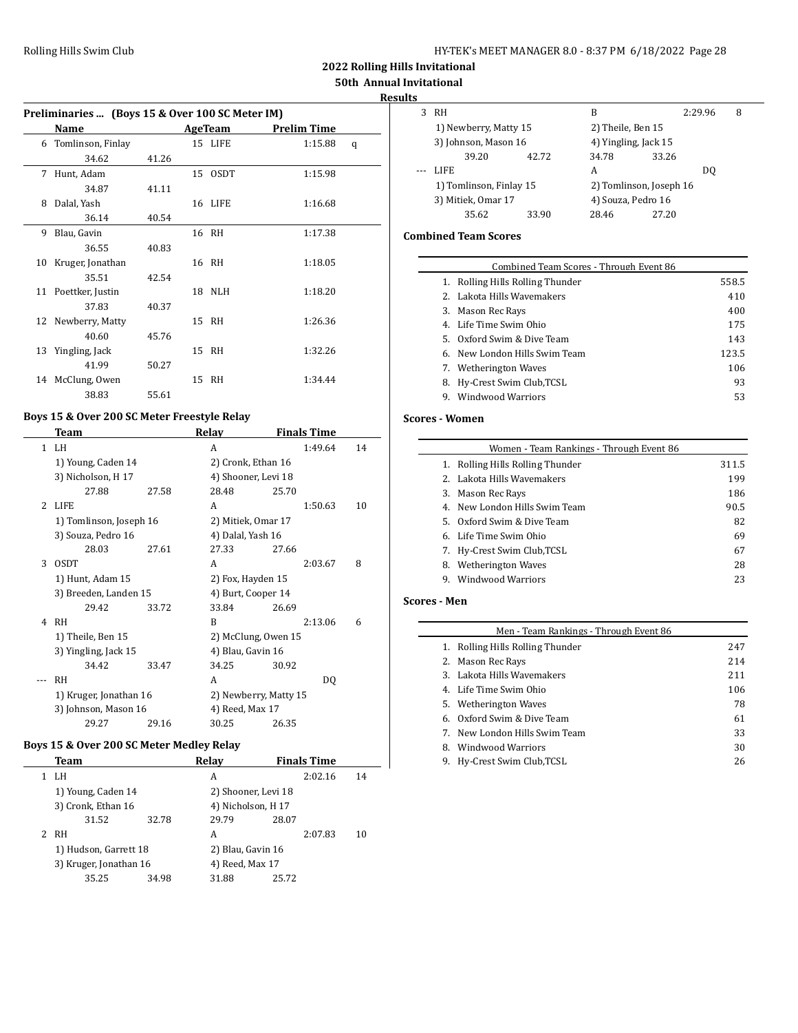# 2022 Rolling Hills Invitational

## 50th Annual Invitational

### Results

**Preliminaries ... (Boys 15 & Over 100 SC Meter IM)**

| | Name | Age | Team | Prelim Time | |
|---|---|---|---|---|---|
| 6 | Tomlinson, Finlay | 15 | LIFE | 1:15.88 | q |
| | 34.62 41.26 | | | | |
| 7 | Hunt, Adam | 15 | OSDT | 1:15.98 | |
| | 34.87 41.11 | | | | |
| 8 | Dalal, Yash | 16 | LIFE | 1:16.68 | |
| | 36.14 40.54 | | | | |
| 9 | Blau, Gavin | 16 | RH | 1:17.38 | |
| | 36.55 40.83 | | | | |
| 10 | Kruger, Jonathan | 16 | RH | 1:18.05 | |
| | 35.51 42.54 | | | | |
| 11 | Poettker, Justin | 18 | NLH | 1:18.20 | |
| | 37.83 40.37 | | | | |
| 12 | Newberry, Matty | 15 | RH | 1:26.36 | |
| | 40.60 45.76 | | | | |
| 13 | Yingling, Jack | 15 | RH | 1:32.26 | |
| | 41.99 50.27 | | | | |
| 14 | McClung, Owen | 15 | RH | 1:34.44 | |
| | 38.83 55.61 | | | | |

**Boys 15 & Over 200 SC Meter Freestyle Relay**

| | Team | Relay | Finals Time | |
|---|---|---|---|---|
| 1 | LH | A | 1:49.64 | 14 |
| | 1) Young, Caden 14; 2) Cronk, Ethan 16; 3) Nicholson, H 17; 4) Shooner, Levi 18 | | | |
| | 27.88 27.58 28.48 25.70 | | | |
| 2 | LIFE | A | 1:50.63 | 10 |
| | 1) Tomlinson, Joseph 16; 2) Mitiek, Omar 17; 3) Souza, Pedro 16; 4) Dalal, Yash 16 | | | |
| | 28.03 27.61 27.33 27.66 | | | |
| 3 | OSDT | A | 2:03.67 | 8 |
| | 1) Hunt, Adam 15; 2) Fox, Hayden 15; 3) Breeden, Landen 15; 4) Burt, Cooper 14 | | | |
| | 29.42 33.72 33.84 26.69 | | | |
| 4 | RH | B | 2:13.06 | 6 |
| | 1) Theile, Ben 15; 2) McClung, Owen 15; 3) Yingling, Jack 15; 4) Blau, Gavin 16 | | | |
| | 34.42 33.47 34.25 30.92 | | | |
| --- | RH | A | DQ | |
| | 1) Kruger, Jonathan 16; 2) Newberry, Matty 15; 3) Johnson, Mason 16; 4) Reed, Max 17 | | | |
| | 29.27 29.16 30.25 26.35 | | | |

**Boys 15 & Over 200 SC Meter Medley Relay**

| | Team | Relay | Finals Time | |
|---|---|---|---|---|
| 1 | LH | A | 2:02.16 | 14 |
| | 1) Young, Caden 14; 2) Shooner, Levi 18; 3) Cronk, Ethan 16; 4) Nicholson, H 17 | | | |
| | 31.52 32.78 29.79 28.07 | | | |
| 2 | RH | A | 2:07.83 | 10 |
| | 1) Hudson, Garrett 18; 2) Blau, Gavin 16; 3) Kruger, Jonathan 16; 4) Reed, Max 17 | | | |
| | 35.25 34.98 31.88 25.72 | | | |
| 3 | RH | B | 2:29.96 | 8 |
| | 1) Newberry, Matty 15; 2) Theile, Ben 15; 3) Johnson, Mason 16; 4) Yingling, Jack 15 | | | |
| | 39.20 42.72 34.78 33.26 | | | |
| --- | LIFE | A | DQ | |
| | 1) Tomlinson, Finlay 15; 2) Tomlinson, Joseph 16; 3) Mitiek, Omar 17; 4) Souza, Pedro 16 | | | |
| | 35.62 33.90 28.46 27.20 | | | |

**Combined Team Scores**

| Combined Team Scores - Through Event 86 | |
|---|---|
| 1. Rolling Hills Rolling Thunder | 558.5 |
| 2. Lakota Hills Wavemakers | 410 |
| 3. Mason Rec Rays | 400 |
| 4. Life Time Swim Ohio | 175 |
| 5. Oxford Swim & Dive Team | 143 |
| 6. New London Hills Swim Team | 123.5 |
| 7. Wetherington Waves | 106 |
| 8. Hy-Crest Swim Club,TCSL | 93 |
| 9. Windwood Warriors | 53 |

**Scores - Women**

| Women - Team Rankings - Through Event 86 | |
|---|---|
| 1. Rolling Hills Rolling Thunder | 311.5 |
| 2. Lakota Hills Wavemakers | 199 |
| 3. Mason Rec Rays | 186 |
| 4. New London Hills Swim Team | 90.5 |
| 5. Oxford Swim & Dive Team | 82 |
| 6. Life Time Swim Ohio | 69 |
| 7. Hy-Crest Swim Club,TCSL | 67 |
| 8. Wetherington Waves | 28 |
| 9. Windwood Warriors | 23 |

**Scores - Men**

| Men - Team Rankings - Through Event 86 | |
|---|---|
| 1. Rolling Hills Rolling Thunder | 247 |
| 2. Mason Rec Rays | 214 |
| 3. Lakota Hills Wavemakers | 211 |
| 4. Life Time Swim Ohio | 106 |
| 5. Wetherington Waves | 78 |
| 6. Oxford Swim & Dive Team | 61 |
| 7. New London Hills Swim Team | 33 |
| 8. Windwood Warriors | 30 |
| 9. Hy-Crest Swim Club,TCSL | 26 |